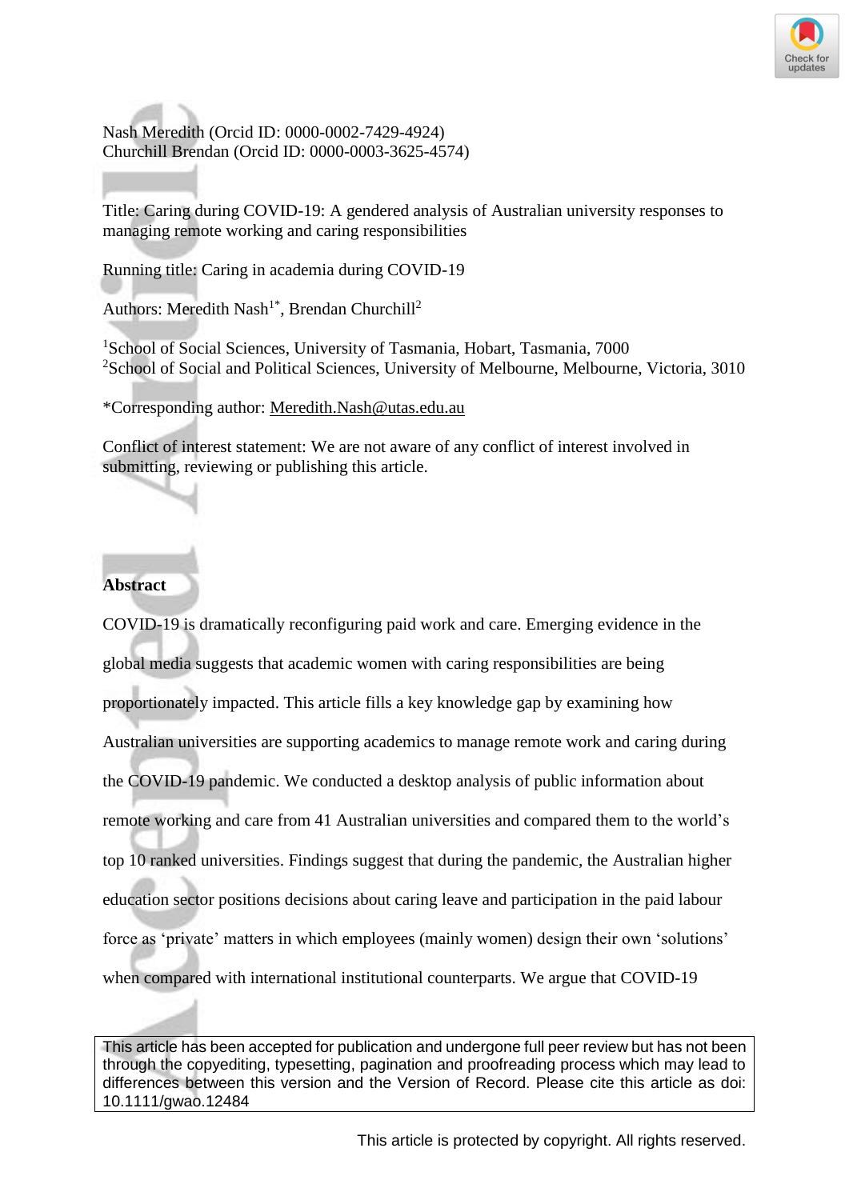Nash Meredith (Orcid ID: 0000-0002-7429-4924)
Churchill Brendan (Orcid ID: 0000-0003-3625-4574)

Title: Caring during COVID-19: A gendered analysis of Australian university responses to managing remote working and caring responsibilities

Running title: Caring in academia during COVID-19

Authors: Meredith Nash[1*], Brendan Churchill[2]

[1]School of Social Sciences, University of Tasmania, Hobart, Tasmania, 7000
[2]School of Social and Political Sciences, University of Melbourne, Melbourne, Victoria, 3010

*Corresponding author: Meredith.Nash@utas.edu.au

Conflict of interest statement: We are not aware of any conflict of interest involved in submitting, reviewing or publishing this article.

## Abstract

COVID-19 is dramatically reconfiguring paid work and care. Emerging evidence in the global media suggests that academic women with caring responsibilities are being proportionately impacted. This article fills a key knowledge gap by examining how Australian universities are supporting academics to manage remote work and caring during the COVID-19 pandemic. We conducted a desktop analysis of public information about remote working and care from 41 Australian universities and compared them to the world's top 10 ranked universities. Findings suggest that during the pandemic, the Australian higher education sector positions decisions about caring leave and participation in the paid labour force as 'private' matters in which employees (mainly women) design their own 'solutions' when compared with international institutional counterparts. We argue that COVID-19

This article has been accepted for publication and undergone full peer review but has not been through the copyediting, typesetting, pagination and proofreading process which may lead to differences between this version and the Version of Record. Please cite this article as doi: 10.1111/gwao.12484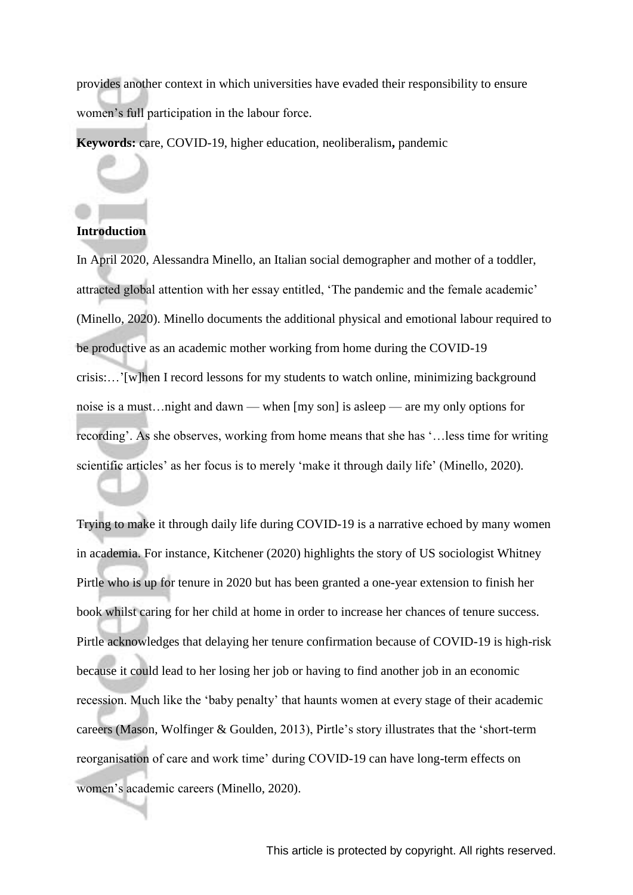provides another context in which universities have evaded their responsibility to ensure women's full participation in the labour force.

**Keywords:** care, COVID-19, higher education, neoliberalism**,** pandemic

## Introduction

In April 2020, Alessandra Minello, an Italian social demographer and mother of a toddler, attracted global attention with her essay entitled, 'The pandemic and the female academic' (Minello, 2020). Minello documents the additional physical and emotional labour required to be productive as an academic mother working from home during the COVID-19 crisis:…'[w]hen I record lessons for my students to watch online, minimizing background noise is a must…night and dawn — when [my son] is asleep — are my only options for recording'. As she observes, working from home means that she has '…less time for writing scientific articles' as her focus is to merely 'make it through daily life' (Minello, 2020).

Trying to make it through daily life during COVID-19 is a narrative echoed by many women in academia. For instance, Kitchener (2020) highlights the story of US sociologist Whitney Pirtle who is up for tenure in 2020 but has been granted a one-year extension to finish her book whilst caring for her child at home in order to increase her chances of tenure success. Pirtle acknowledges that delaying her tenure confirmation because of COVID-19 is high-risk because it could lead to her losing her job or having to find another job in an economic recession. Much like the 'baby penalty' that haunts women at every stage of their academic careers (Mason, Wolfinger & Goulden, 2013), Pirtle's story illustrates that the 'short-term reorganisation of care and work time' during COVID-19 can have long-term effects on women's academic careers (Minello, 2020).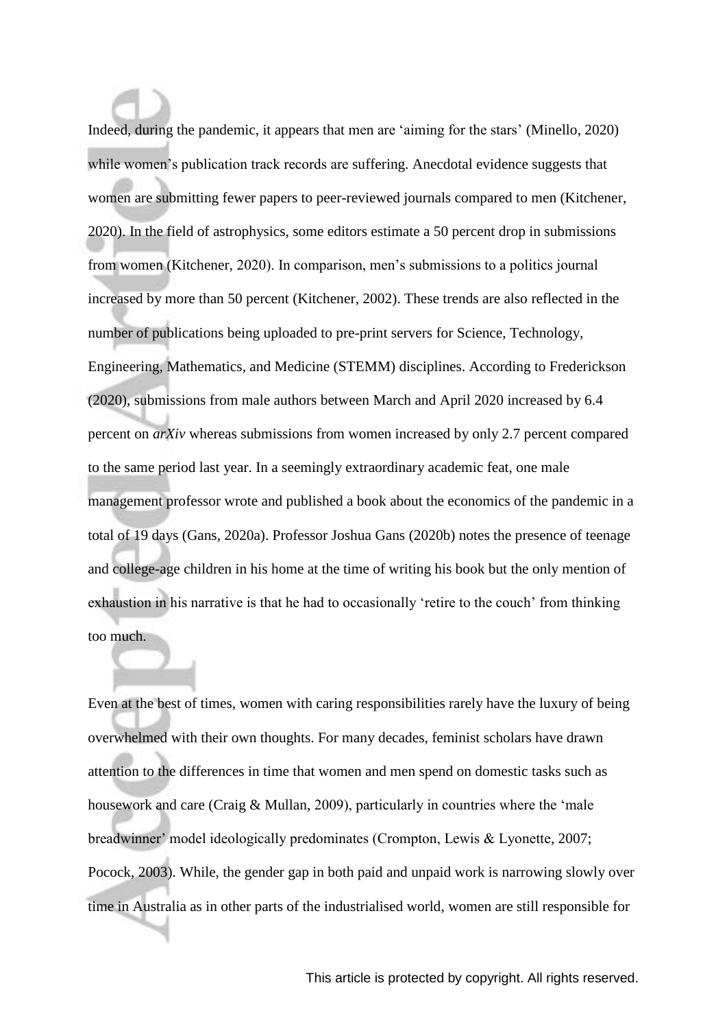Indeed, during the pandemic, it appears that men are ‘aiming for the stars’ (Minello, 2020) while women’s publication track records are suffering. Anecdotal evidence suggests that women are submitting fewer papers to peer-reviewed journals compared to men (Kitchener, 2020). In the field of astrophysics, some editors estimate a 50 percent drop in submissions from women (Kitchener, 2020). In comparison, men’s submissions to a politics journal increased by more than 50 percent (Kitchener, 2002). These trends are also reflected in the number of publications being uploaded to pre-print servers for Science, Technology, Engineering, Mathematics, and Medicine (STEMM) disciplines. According to Frederickson (2020), submissions from male authors between March and April 2020 increased by 6.4 percent on *arXiv* whereas submissions from women increased by only 2.7 percent compared to the same period last year. In a seemingly extraordinary academic feat, one male management professor wrote and published a book about the economics of the pandemic in a total of 19 days (Gans, 2020a). Professor Joshua Gans (2020b) notes the presence of teenage and college-age children in his home at the time of writing his book but the only mention of exhaustion in his narrative is that he had to occasionally ‘retire to the couch’ from thinking too much.

Even at the best of times, women with caring responsibilities rarely have the luxury of being overwhelmed with their own thoughts. For many decades, feminist scholars have drawn attention to the differences in time that women and men spend on domestic tasks such as housework and care (Craig & Mullan, 2009), particularly in countries where the ‘male breadwinner’ model ideologically predominates (Crompton, Lewis & Lyonette, 2007; Pocock, 2003). While, the gender gap in both paid and unpaid work is narrowing slowly over time in Australia as in other parts of the industrialised world, women are still responsible for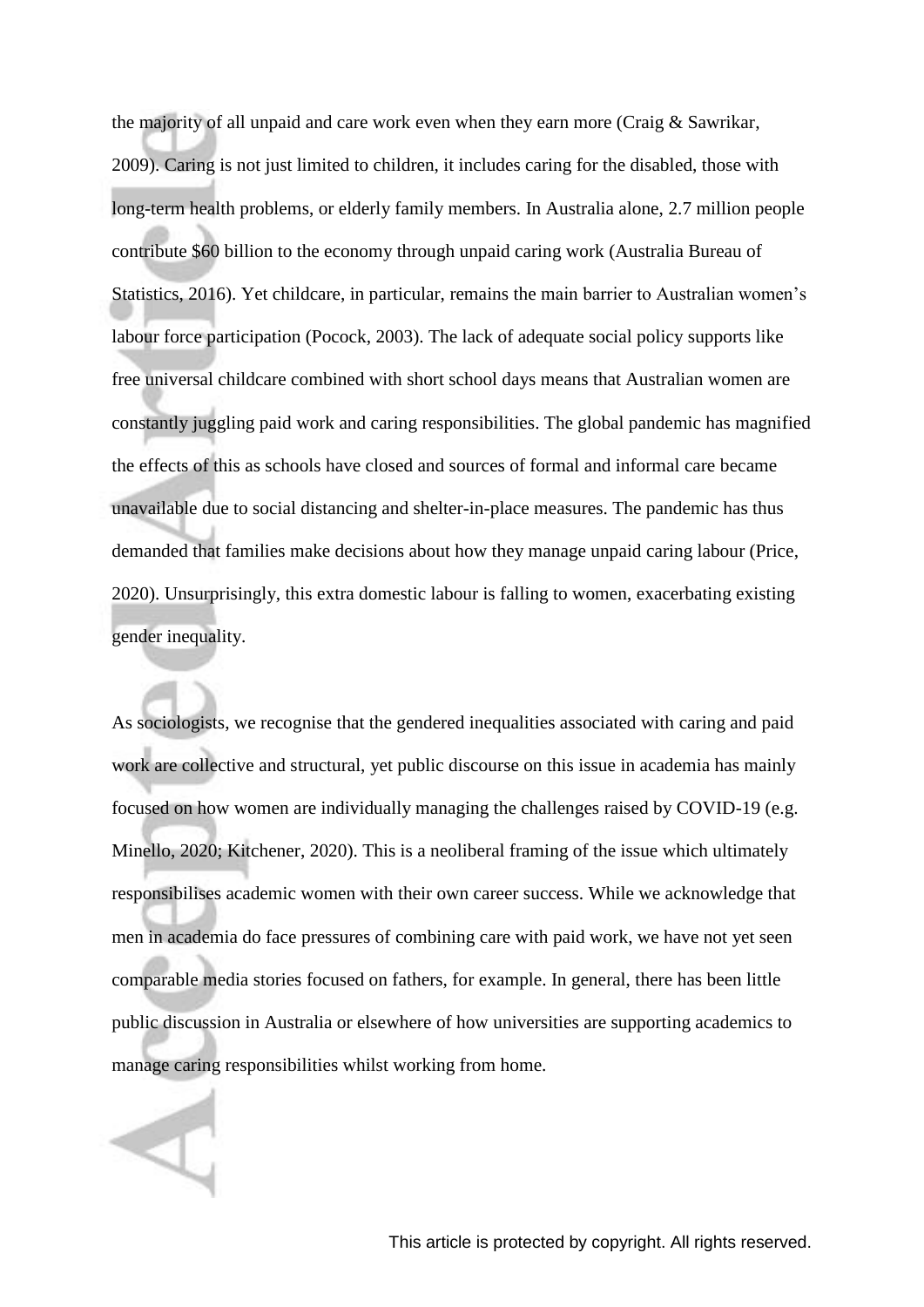the majority of all unpaid and care work even when they earn more (Craig & Sawrikar, 2009). Caring is not just limited to children, it includes caring for the disabled, those with long-term health problems, or elderly family members. In Australia alone, 2.7 million people contribute $60 billion to the economy through unpaid caring work (Australia Bureau of Statistics, 2016). Yet childcare, in particular, remains the main barrier to Australian women's labour force participation (Pocock, 2003). The lack of adequate social policy supports like free universal childcare combined with short school days means that Australian women are constantly juggling paid work and caring responsibilities. The global pandemic has magnified the effects of this as schools have closed and sources of formal and informal care became unavailable due to social distancing and shelter-in-place measures. The pandemic has thus demanded that families make decisions about how they manage unpaid caring labour (Price, 2020). Unsurprisingly, this extra domestic labour is falling to women, exacerbating existing gender inequality.

As sociologists, we recognise that the gendered inequalities associated with caring and paid work are collective and structural, yet public discourse on this issue in academia has mainly focused on how women are individually managing the challenges raised by COVID-19 (e.g. Minello, 2020; Kitchener, 2020). This is a neoliberal framing of the issue which ultimately responsibilises academic women with their own career success. While we acknowledge that men in academia do face pressures of combining care with paid work, we have not yet seen comparable media stories focused on fathers, for example. In general, there has been little public discussion in Australia or elsewhere of how universities are supporting academics to manage caring responsibilities whilst working from home.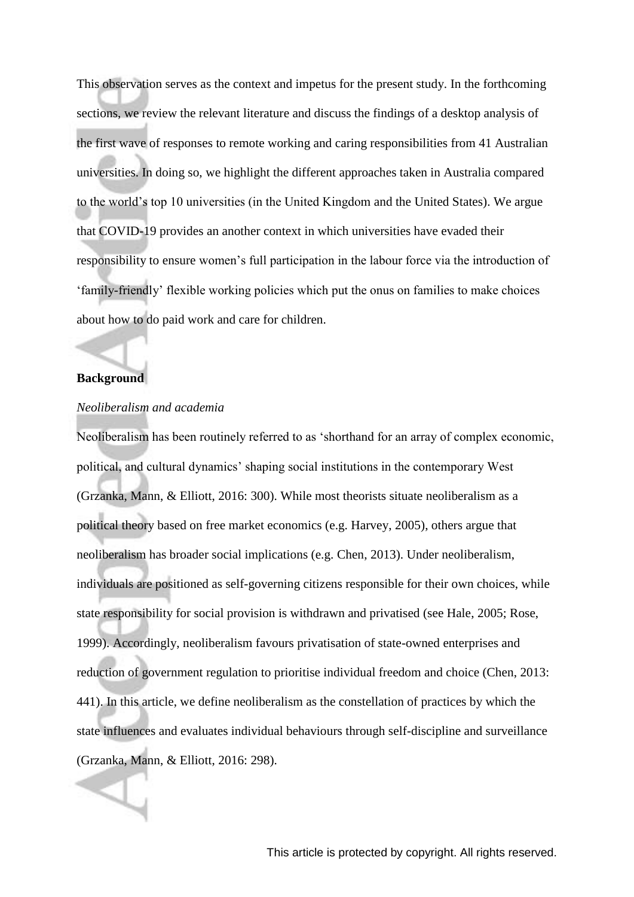This observation serves as the context and impetus for the present study. In the forthcoming sections, we review the relevant literature and discuss the findings of a desktop analysis of the first wave of responses to remote working and caring responsibilities from 41 Australian universities. In doing so, we highlight the different approaches taken in Australia compared to the world's top 10 universities (in the United Kingdom and the United States). We argue that COVID-19 provides an another context in which universities have evaded their responsibility to ensure women's full participation in the labour force via the introduction of 'family-friendly' flexible working policies which put the onus on families to make choices about how to do paid work and care for children.

## Background

### *Neoliberalism and academia*

Neoliberalism has been routinely referred to as 'shorthand for an array of complex economic, political, and cultural dynamics' shaping social institutions in the contemporary West (Grzanka, Mann, & Elliott, 2016: 300). While most theorists situate neoliberalism as a political theory based on free market economics (e.g. Harvey, 2005), others argue that neoliberalism has broader social implications (e.g. Chen, 2013). Under neoliberalism, individuals are positioned as self-governing citizens responsible for their own choices, while state responsibility for social provision is withdrawn and privatised (see Hale, 2005; Rose, 1999). Accordingly, neoliberalism favours privatisation of state-owned enterprises and reduction of government regulation to prioritise individual freedom and choice (Chen, 2013: 441). In this article, we define neoliberalism as the constellation of practices by which the state influences and evaluates individual behaviours through self-discipline and surveillance (Grzanka, Mann, & Elliott, 2016: 298).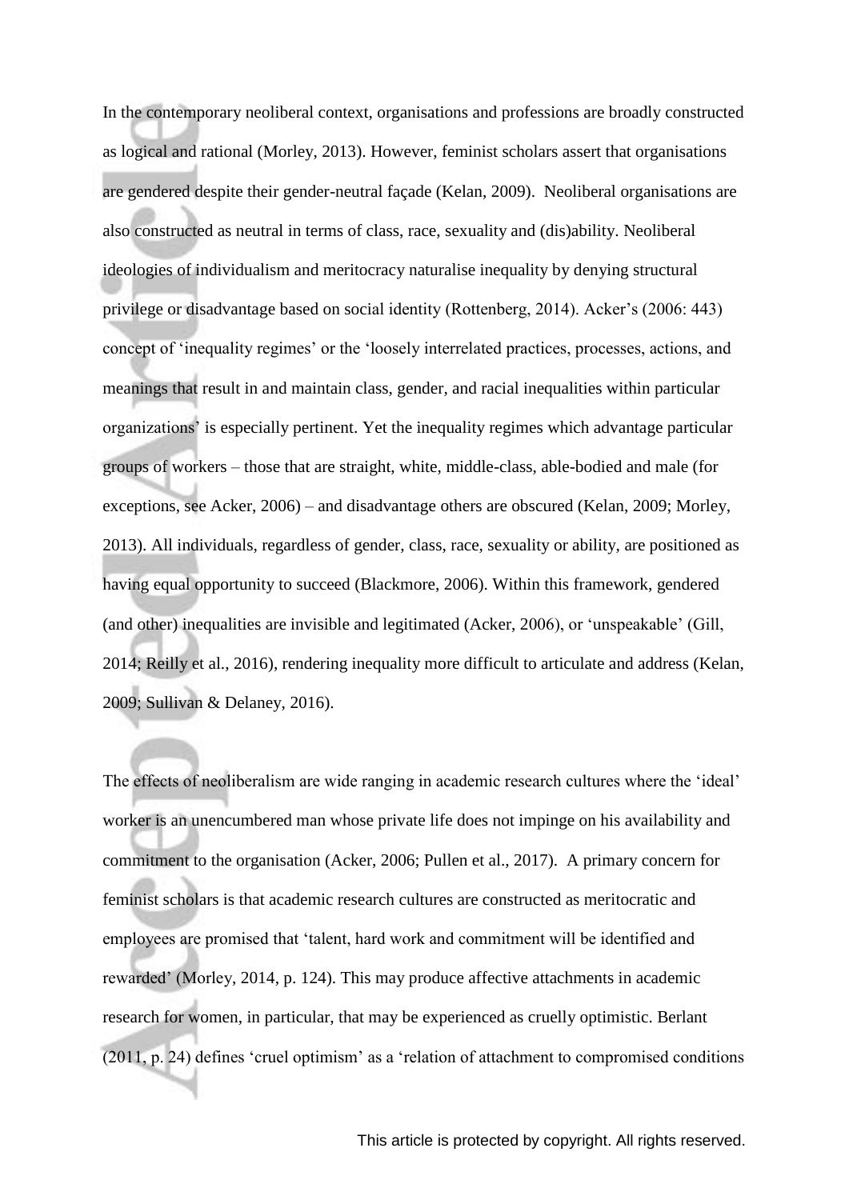In the contemporary neoliberal context, organisations and professions are broadly constructed as logical and rational (Morley, 2013). However, feminist scholars assert that organisations are gendered despite their gender-neutral façade (Kelan, 2009). Neoliberal organisations are also constructed as neutral in terms of class, race, sexuality and (dis)ability. Neoliberal ideologies of individualism and meritocracy naturalise inequality by denying structural privilege or disadvantage based on social identity (Rottenberg, 2014). Acker's (2006: 443) concept of 'inequality regimes' or the 'loosely interrelated practices, processes, actions, and meanings that result in and maintain class, gender, and racial inequalities within particular organizations' is especially pertinent. Yet the inequality regimes which advantage particular groups of workers – those that are straight, white, middle-class, able-bodied and male (for exceptions, see Acker, 2006) – and disadvantage others are obscured (Kelan, 2009; Morley, 2013). All individuals, regardless of gender, class, race, sexuality or ability, are positioned as having equal opportunity to succeed (Blackmore, 2006). Within this framework, gendered (and other) inequalities are invisible and legitimated (Acker, 2006), or 'unspeakable' (Gill, 2014; Reilly et al., 2016), rendering inequality more difficult to articulate and address (Kelan, 2009; Sullivan & Delaney, 2016).

The effects of neoliberalism are wide ranging in academic research cultures where the 'ideal' worker is an unencumbered man whose private life does not impinge on his availability and commitment to the organisation (Acker, 2006; Pullen et al., 2017). A primary concern for feminist scholars is that academic research cultures are constructed as meritocratic and employees are promised that 'talent, hard work and commitment will be identified and rewarded' (Morley, 2014, p. 124). This may produce affective attachments in academic research for women, in particular, that may be experienced as cruelly optimistic. Berlant (2011, p. 24) defines 'cruel optimism' as a 'relation of attachment to compromised conditions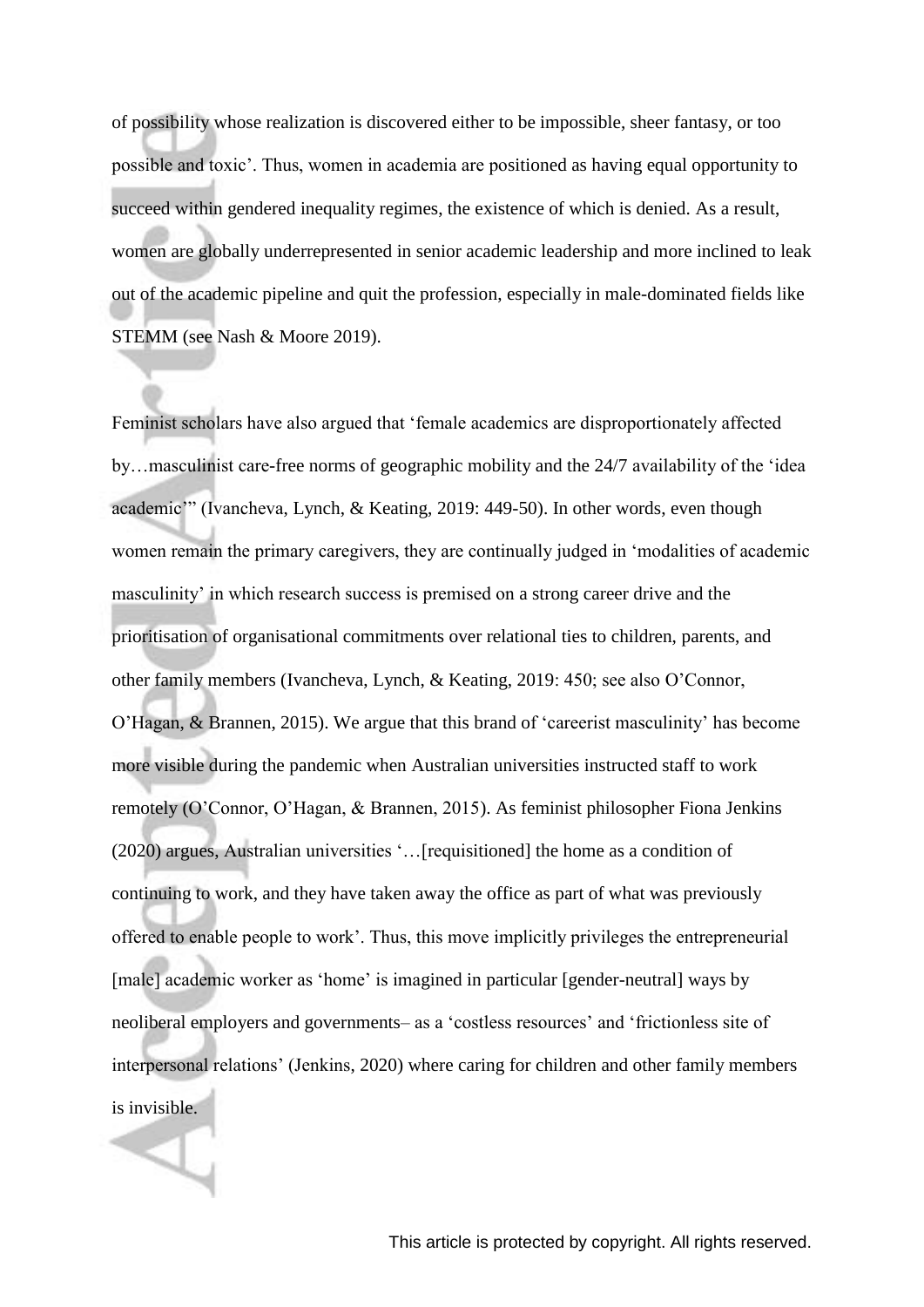of possibility whose realization is discovered either to be impossible, sheer fantasy, or too possible and toxic'. Thus, women in academia are positioned as having equal opportunity to succeed within gendered inequality regimes, the existence of which is denied. As a result, women are globally underrepresented in senior academic leadership and more inclined to leak out of the academic pipeline and quit the profession, especially in male-dominated fields like STEMM (see Nash & Moore 2019).

Feminist scholars have also argued that 'female academics are disproportionately affected by…masculinist care-free norms of geographic mobility and the 24/7 availability of the 'idea academic'" (Ivancheva, Lynch, & Keating, 2019: 449-50). In other words, even though women remain the primary caregivers, they are continually judged in 'modalities of academic masculinity' in which research success is premised on a strong career drive and the prioritisation of organisational commitments over relational ties to children, parents, and other family members (Ivancheva, Lynch, & Keating, 2019: 450; see also O'Connor, O'Hagan, & Brannen, 2015). We argue that this brand of 'careerist masculinity' has become more visible during the pandemic when Australian universities instructed staff to work remotely (O'Connor, O'Hagan, & Brannen, 2015). As feminist philosopher Fiona Jenkins (2020) argues, Australian universities '…[requisitioned] the home as a condition of continuing to work, and they have taken away the office as part of what was previously offered to enable people to work'. Thus, this move implicitly privileges the entrepreneurial [male] academic worker as 'home' is imagined in particular [gender-neutral] ways by neoliberal employers and governments– as a 'costless resources' and 'frictionless site of interpersonal relations' (Jenkins, 2020) where caring for children and other family members is invisible.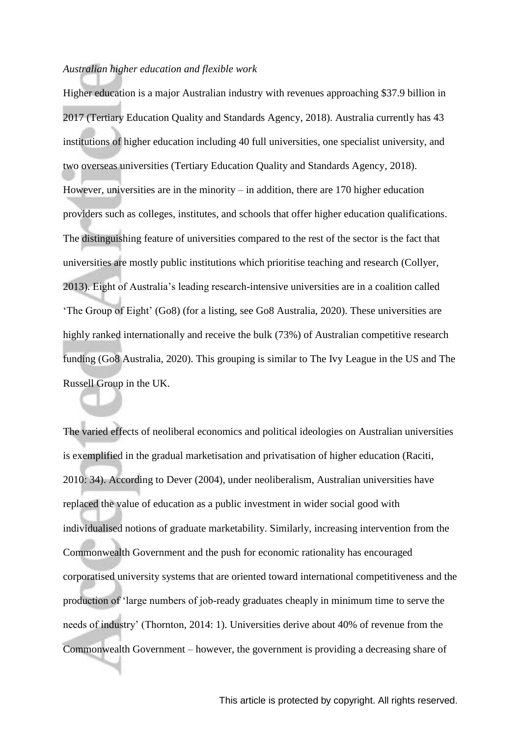*Australian higher education and flexible work*

Higher education is a major Australian industry with revenues approaching $37.9 billion in 2017 (Tertiary Education Quality and Standards Agency, 2018). Australia currently has 43 institutions of higher education including 40 full universities, one specialist university, and two overseas universities (Tertiary Education Quality and Standards Agency, 2018). However, universities are in the minority – in addition, there are 170 higher education providers such as colleges, institutes, and schools that offer higher education qualifications. The distinguishing feature of universities compared to the rest of the sector is the fact that universities are mostly public institutions which prioritise teaching and research (Collyer, 2013). Eight of Australia's leading research-intensive universities are in a coalition called 'The Group of Eight' (Go8) (for a listing, see Go8 Australia, 2020). These universities are highly ranked internationally and receive the bulk (73%) of Australian competitive research funding (Go8 Australia, 2020). This grouping is similar to The Ivy League in the US and The Russell Group in the UK.

The varied effects of neoliberal economics and political ideologies on Australian universities is exemplified in the gradual marketisation and privatisation of higher education (Raciti, 2010: 34). According to Dever (2004), under neoliberalism, Australian universities have replaced the value of education as a public investment in wider social good with individualised notions of graduate marketability. Similarly, increasing intervention from the Commonwealth Government and the push for economic rationality has encouraged corporatised university systems that are oriented toward international competitiveness and the production of 'large numbers of job-ready graduates cheaply in minimum time to serve the needs of industry' (Thornton, 2014: 1). Universities derive about 40% of revenue from the Commonwealth Government – however, the government is providing a decreasing share of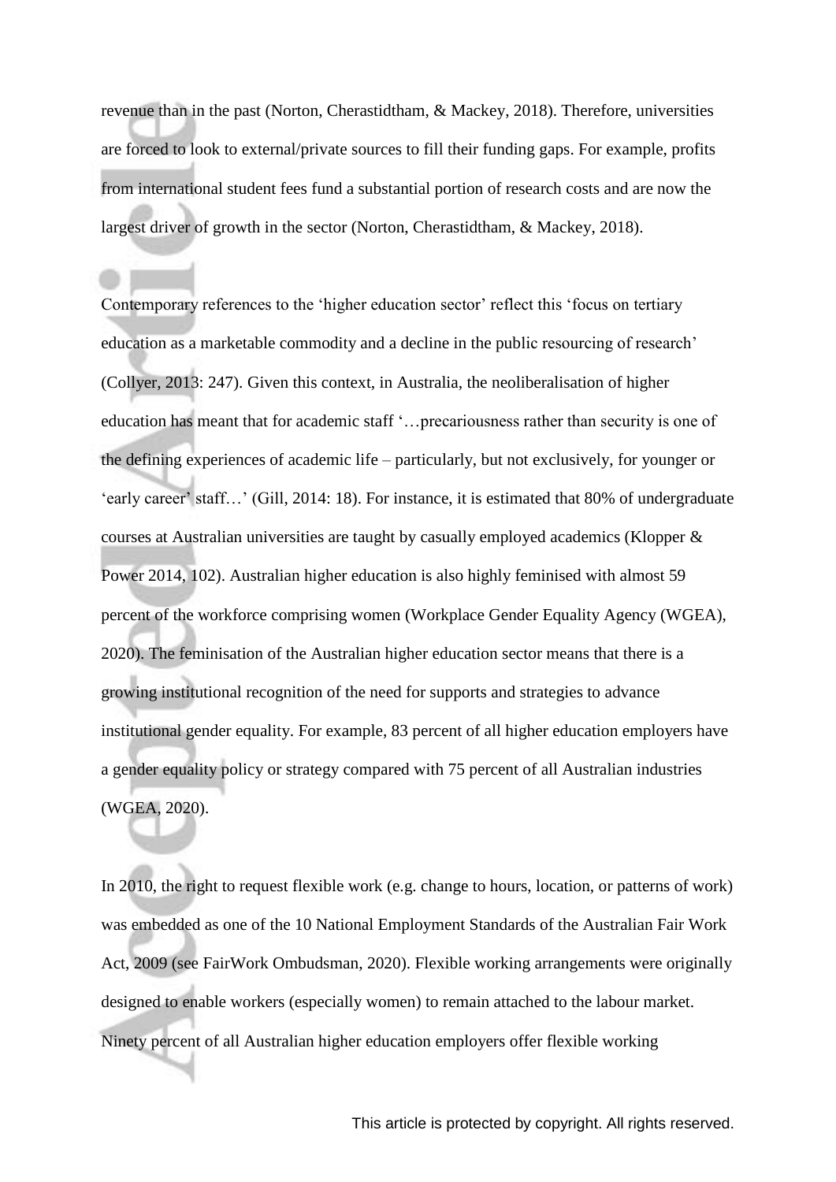revenue than in the past (Norton, Cherastidtham, & Mackey, 2018). Therefore, universities are forced to look to external/private sources to fill their funding gaps. For example, profits from international student fees fund a substantial portion of research costs and are now the largest driver of growth in the sector (Norton, Cherastidtham, & Mackey, 2018).

Contemporary references to the 'higher education sector' reflect this 'focus on tertiary education as a marketable commodity and a decline in the public resourcing of research' (Collyer, 2013: 247). Given this context, in Australia, the neoliberalisation of higher education has meant that for academic staff '…precariousness rather than security is one of the defining experiences of academic life – particularly, but not exclusively, for younger or 'early career' staff…' (Gill, 2014: 18). For instance, it is estimated that 80% of undergraduate courses at Australian universities are taught by casually employed academics (Klopper & Power 2014, 102). Australian higher education is also highly feminised with almost 59 percent of the workforce comprising women (Workplace Gender Equality Agency (WGEA), 2020). The feminisation of the Australian higher education sector means that there is a growing institutional recognition of the need for supports and strategies to advance institutional gender equality. For example, 83 percent of all higher education employers have a gender equality policy or strategy compared with 75 percent of all Australian industries (WGEA, 2020).

In 2010, the right to request flexible work (e.g. change to hours, location, or patterns of work) was embedded as one of the 10 National Employment Standards of the Australian Fair Work Act, 2009 (see FairWork Ombudsman, 2020). Flexible working arrangements were originally designed to enable workers (especially women) to remain attached to the labour market. Ninety percent of all Australian higher education employers offer flexible working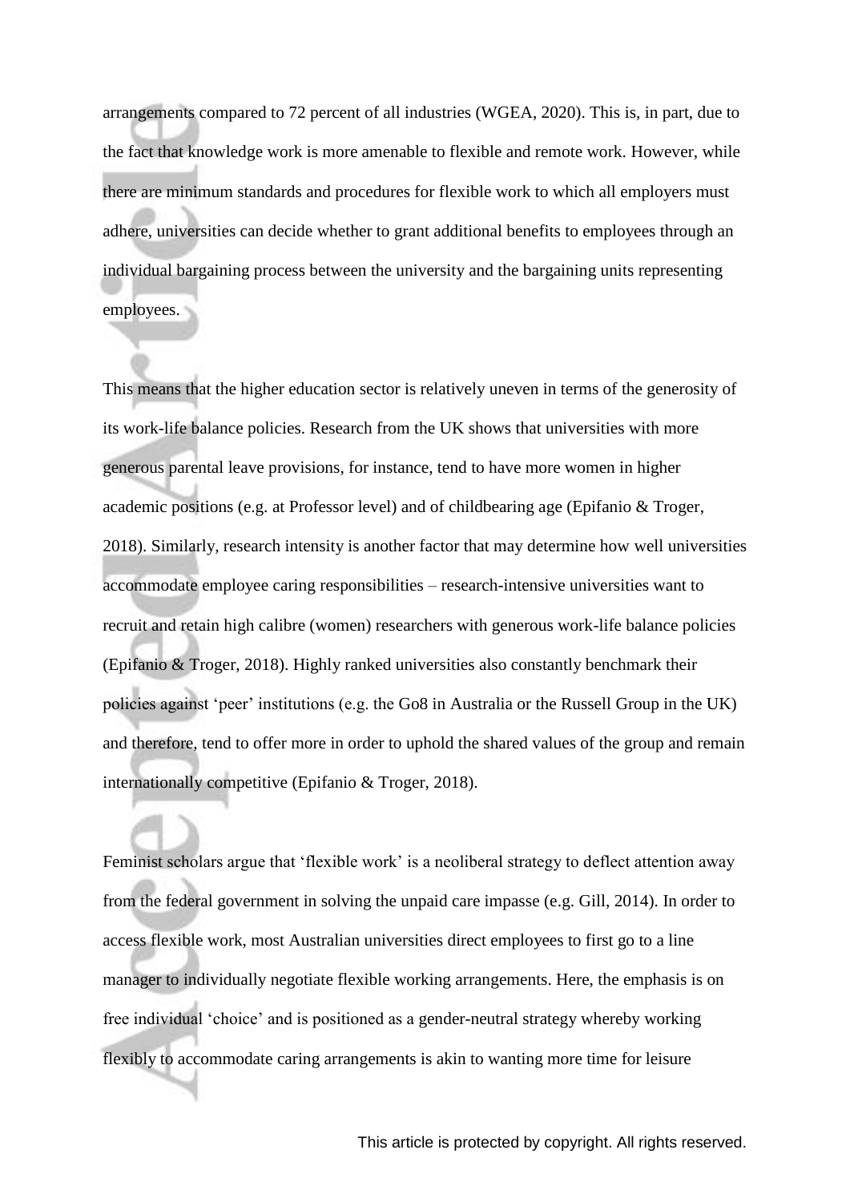arrangements compared to 72 percent of all industries (WGEA, 2020). This is, in part, due to the fact that knowledge work is more amenable to flexible and remote work. However, while there are minimum standards and procedures for flexible work to which all employers must adhere, universities can decide whether to grant additional benefits to employees through an individual bargaining process between the university and the bargaining units representing employees.

This means that the higher education sector is relatively uneven in terms of the generosity of its work-life balance policies. Research from the UK shows that universities with more generous parental leave provisions, for instance, tend to have more women in higher academic positions (e.g. at Professor level) and of childbearing age (Epifanio & Troger, 2018). Similarly, research intensity is another factor that may determine how well universities accommodate employee caring responsibilities – research-intensive universities want to recruit and retain high calibre (women) researchers with generous work-life balance policies (Epifanio & Troger, 2018). Highly ranked universities also constantly benchmark their policies against 'peer' institutions (e.g. the Go8 in Australia or the Russell Group in the UK) and therefore, tend to offer more in order to uphold the shared values of the group and remain internationally competitive (Epifanio & Troger, 2018).

Feminist scholars argue that 'flexible work' is a neoliberal strategy to deflect attention away from the federal government in solving the unpaid care impasse (e.g. Gill, 2014). In order to access flexible work, most Australian universities direct employees to first go to a line manager to individually negotiate flexible working arrangements. Here, the emphasis is on free individual 'choice' and is positioned as a gender-neutral strategy whereby working flexibly to accommodate caring arrangements is akin to wanting more time for leisure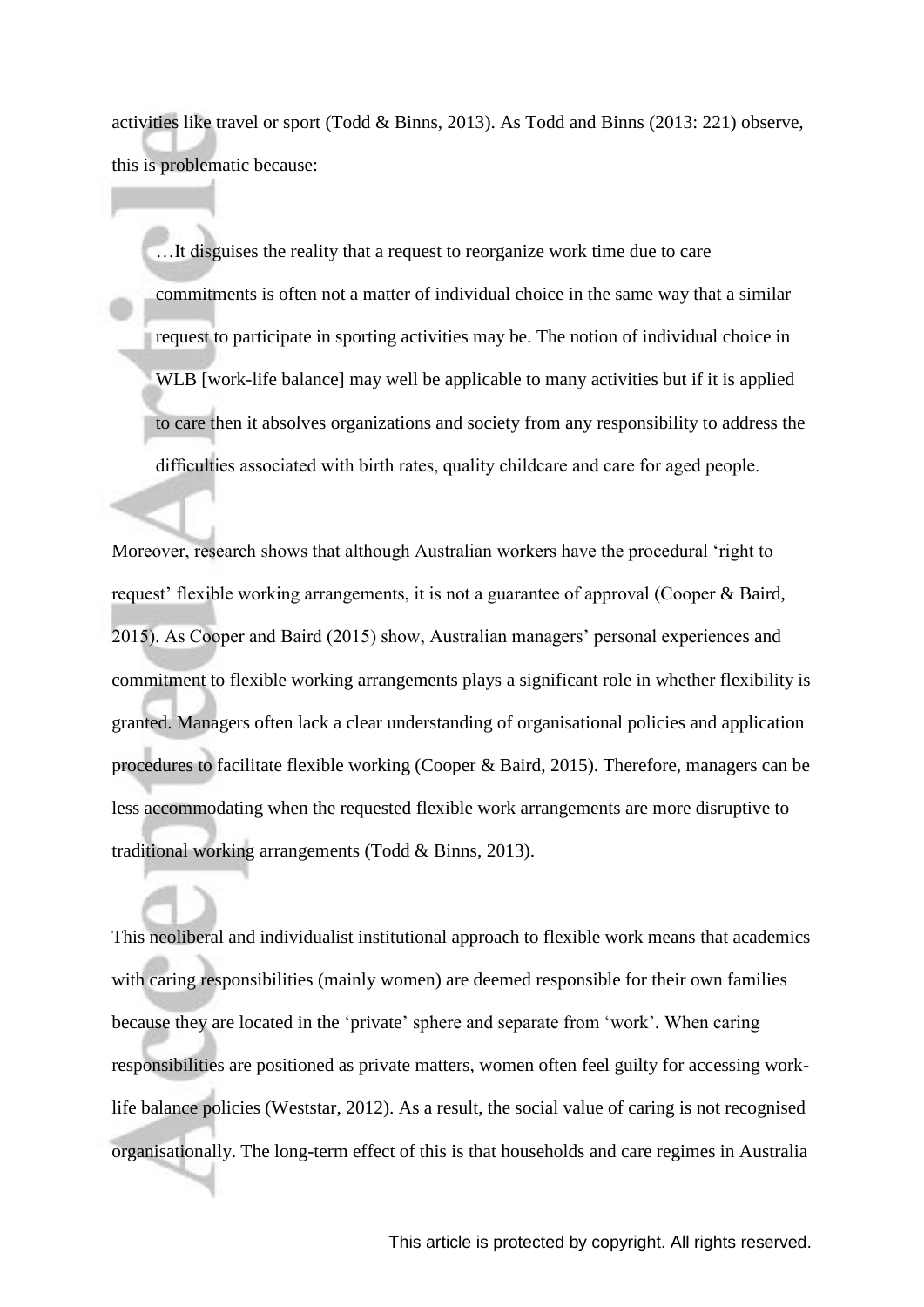activities like travel or sport (Todd & Binns, 2013). As Todd and Binns (2013: 221) observe, this is problematic because:

> …It disguises the reality that a request to reorganize work time due to care commitments is often not a matter of individual choice in the same way that a similar request to participate in sporting activities may be. The notion of individual choice in WLB [work-life balance] may well be applicable to many activities but if it is applied to care then it absolves organizations and society from any responsibility to address the difficulties associated with birth rates, quality childcare and care for aged people.

Moreover, research shows that although Australian workers have the procedural 'right to request' flexible working arrangements, it is not a guarantee of approval (Cooper & Baird, 2015). As Cooper and Baird (2015) show, Australian managers' personal experiences and commitment to flexible working arrangements plays a significant role in whether flexibility is granted. Managers often lack a clear understanding of organisational policies and application procedures to facilitate flexible working (Cooper & Baird, 2015). Therefore, managers can be less accommodating when the requested flexible work arrangements are more disruptive to traditional working arrangements (Todd & Binns, 2013).

This neoliberal and individualist institutional approach to flexible work means that academics with caring responsibilities (mainly women) are deemed responsible for their own families because they are located in the 'private' sphere and separate from 'work'. When caring responsibilities are positioned as private matters, women often feel guilty for accessing work-life balance policies (Weststar, 2012). As a result, the social value of caring is not recognised organisationally. The long-term effect of this is that households and care regimes in Australia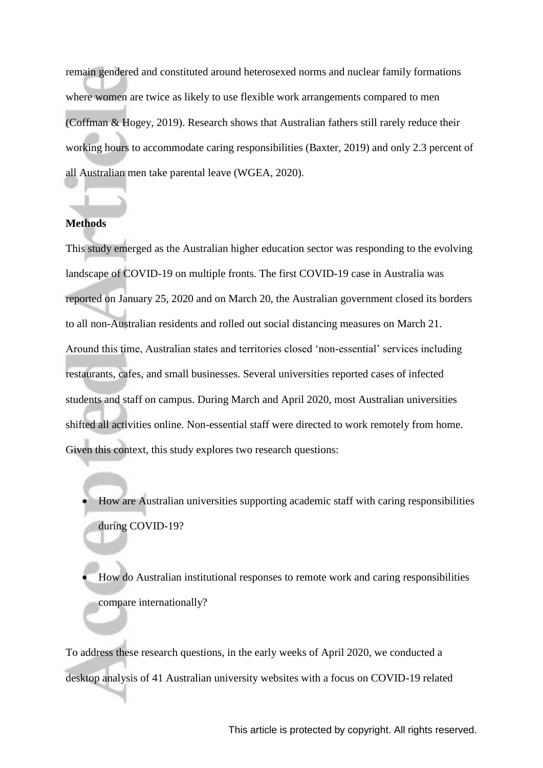remain gendered and constituted around heterosexed norms and nuclear family formations where women are twice as likely to use flexible work arrangements compared to men (Coffman & Hogey, 2019). Research shows that Australian fathers still rarely reduce their working hours to accommodate caring responsibilities (Baxter, 2019) and only 2.3 percent of all Australian men take parental leave (WGEA, 2020).

**Methods**

This study emerged as the Australian higher education sector was responding to the evolving landscape of COVID-19 on multiple fronts. The first COVID-19 case in Australia was reported on January 25, 2020 and on March 20, the Australian government closed its borders to all non-Australian residents and rolled out social distancing measures on March 21. Around this time, Australian states and territories closed 'non-essential' services including restaurants, cafes, and small businesses. Several universities reported cases of infected students and staff on campus. During March and April 2020, most Australian universities shifted all activities online. Non-essential staff were directed to work remotely from home. Given this context, this study explores two research questions:

- How are Australian universities supporting academic staff with caring responsibilities during COVID-19?
- How do Australian institutional responses to remote work and caring responsibilities compare internationally?

To address these research questions, in the early weeks of April 2020, we conducted a desktop analysis of 41 Australian university websites with a focus on COVID-19 related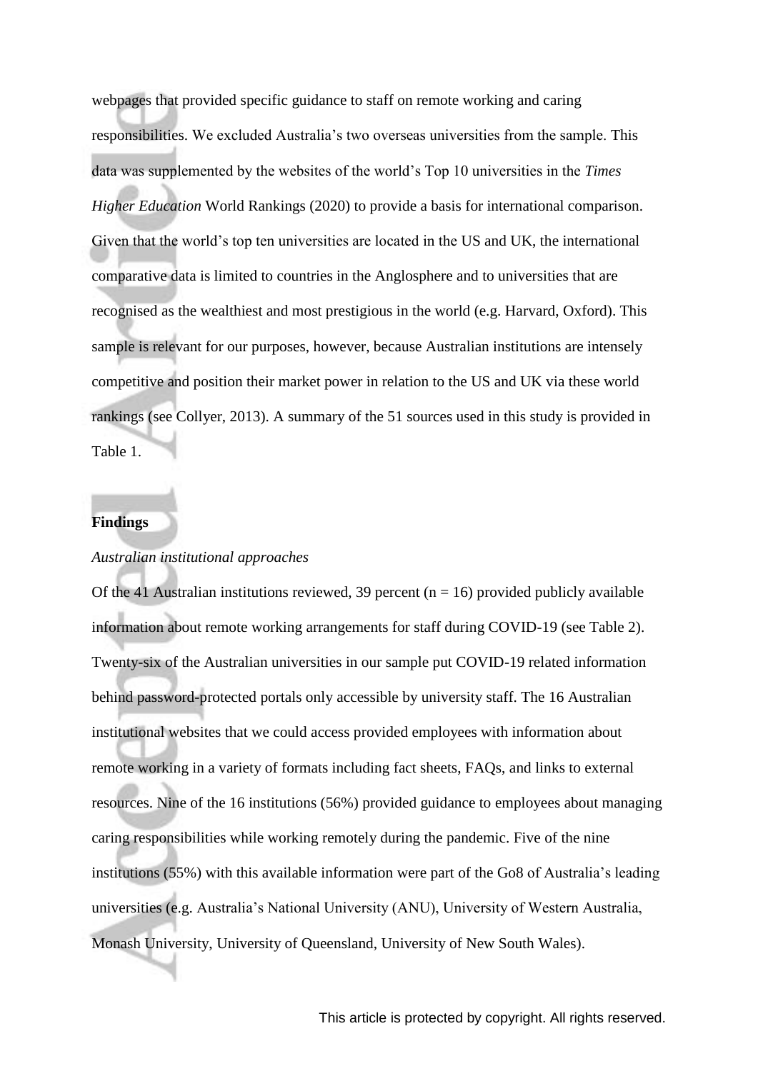webpages that provided specific guidance to staff on remote working and caring responsibilities. We excluded Australia's two overseas universities from the sample. This data was supplemented by the websites of the world's Top 10 universities in the *Times Higher Education* World Rankings (2020) to provide a basis for international comparison. Given that the world's top ten universities are located in the US and UK, the international comparative data is limited to countries in the Anglosphere and to universities that are recognised as the wealthiest and most prestigious in the world (e.g. Harvard, Oxford). This sample is relevant for our purposes, however, because Australian institutions are intensely competitive and position their market power in relation to the US and UK via these world rankings (see Collyer, 2013). A summary of the 51 sources used in this study is provided in Table 1.

## Findings

### *Australian institutional approaches*

Of the 41 Australian institutions reviewed, 39 percent (n = 16) provided publicly available information about remote working arrangements for staff during COVID-19 (see Table 2). Twenty-six of the Australian universities in our sample put COVID-19 related information behind password-protected portals only accessible by university staff. The 16 Australian institutional websites that we could access provided employees with information about remote working in a variety of formats including fact sheets, FAQs, and links to external resources. Nine of the 16 institutions (56%) provided guidance to employees about managing caring responsibilities while working remotely during the pandemic. Five of the nine institutions (55%) with this available information were part of the Go8 of Australia's leading universities (e.g. Australia's National University (ANU), University of Western Australia, Monash University, University of Queensland, University of New South Wales).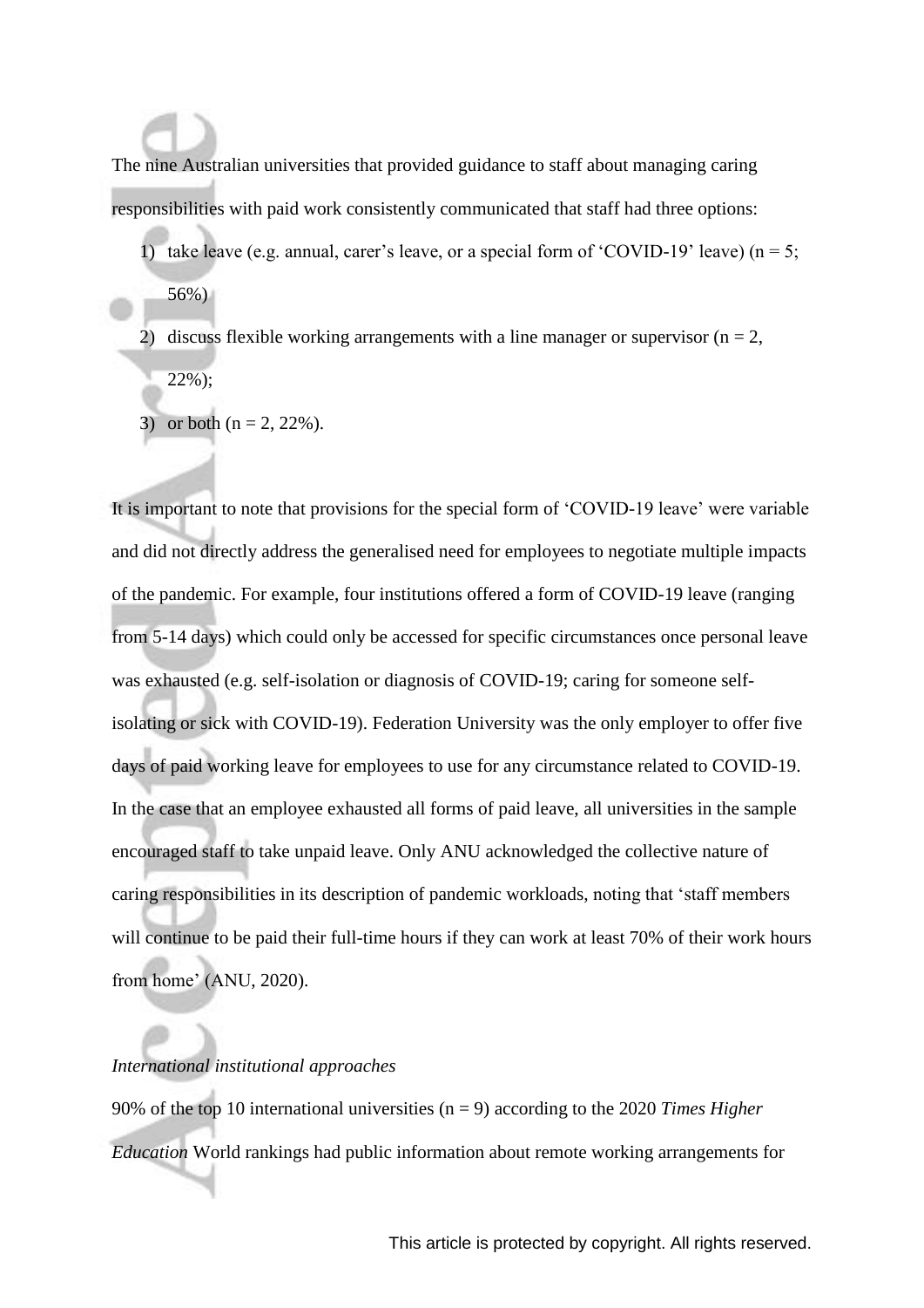The nine Australian universities that provided guidance to staff about managing caring responsibilities with paid work consistently communicated that staff had three options:

1) take leave (e.g. annual, carer's leave, or a special form of 'COVID-19' leave) (n = 5; 56%)
2) discuss flexible working arrangements with a line manager or supervisor (n = 2, 22%);
3) or both (n = 2, 22%).

It is important to note that provisions for the special form of 'COVID-19 leave' were variable and did not directly address the generalised need for employees to negotiate multiple impacts of the pandemic. For example, four institutions offered a form of COVID-19 leave (ranging from 5-14 days) which could only be accessed for specific circumstances once personal leave was exhausted (e.g. self-isolation or diagnosis of COVID-19; caring for someone self-isolating or sick with COVID-19). Federation University was the only employer to offer five days of paid working leave for employees to use for any circumstance related to COVID-19. In the case that an employee exhausted all forms of paid leave, all universities in the sample encouraged staff to take unpaid leave. Only ANU acknowledged the collective nature of caring responsibilities in its description of pandemic workloads, noting that 'staff members will continue to be paid their full-time hours if they can work at least 70% of their work hours from home' (ANU, 2020).

*International institutional approaches*

90% of the top 10 international universities (n = 9) according to the 2020 *Times Higher Education* World rankings had public information about remote working arrangements for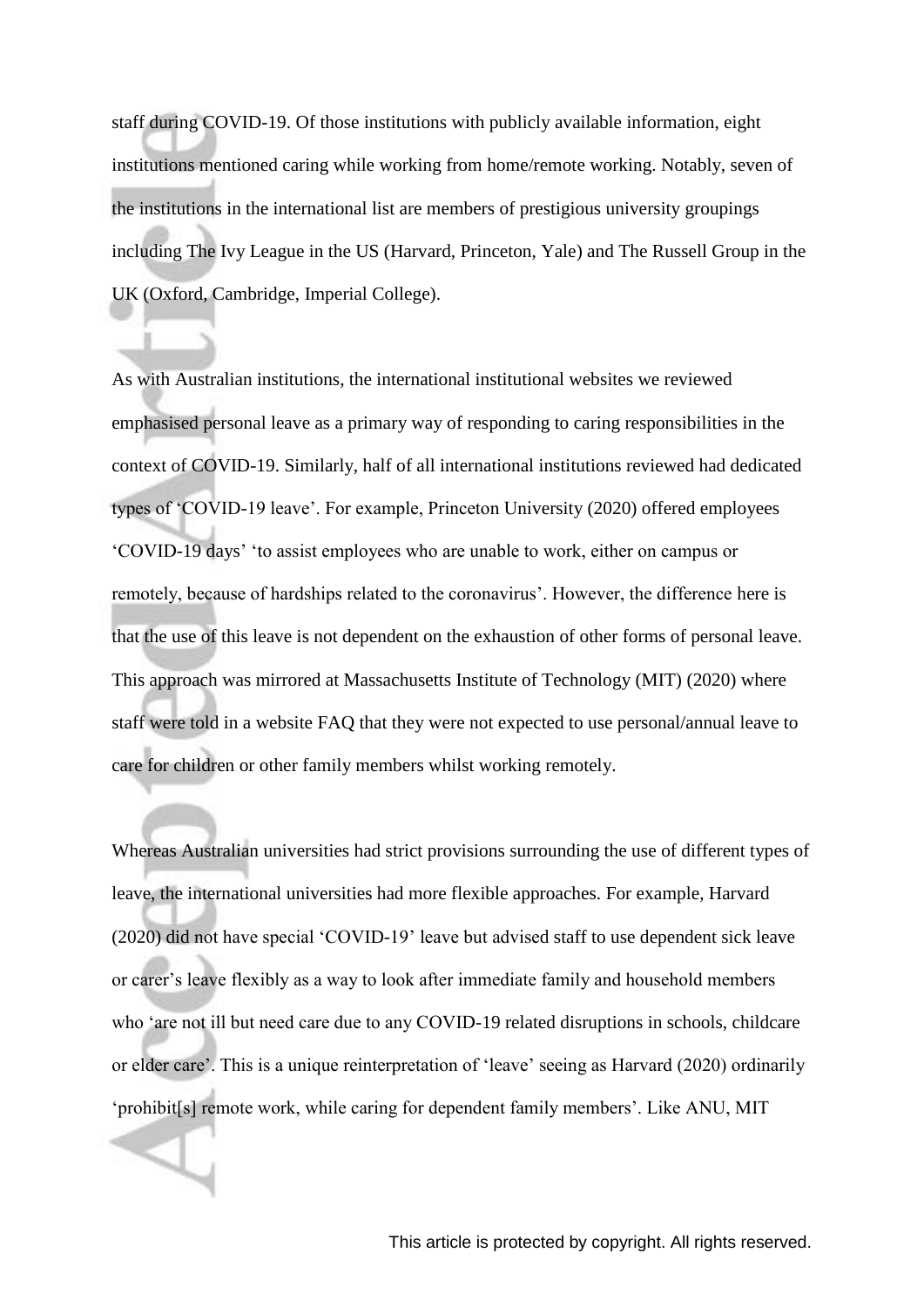staff during COVID-19. Of those institutions with publicly available information, eight institutions mentioned caring while working from home/remote working. Notably, seven of the institutions in the international list are members of prestigious university groupings including The Ivy League in the US (Harvard, Princeton, Yale) and The Russell Group in the UK (Oxford, Cambridge, Imperial College).

As with Australian institutions, the international institutional websites we reviewed emphasised personal leave as a primary way of responding to caring responsibilities in the context of COVID-19. Similarly, half of all international institutions reviewed had dedicated types of 'COVID-19 leave'. For example, Princeton University (2020) offered employees 'COVID-19 days' 'to assist employees who are unable to work, either on campus or remotely, because of hardships related to the coronavirus'. However, the difference here is that the use of this leave is not dependent on the exhaustion of other forms of personal leave. This approach was mirrored at Massachusetts Institute of Technology (MIT) (2020) where staff were told in a website FAQ that they were not expected to use personal/annual leave to care for children or other family members whilst working remotely.

Whereas Australian universities had strict provisions surrounding the use of different types of leave, the international universities had more flexible approaches. For example, Harvard (2020) did not have special 'COVID-19' leave but advised staff to use dependent sick leave or carer's leave flexibly as a way to look after immediate family and household members who 'are not ill but need care due to any COVID-19 related disruptions in schools, childcare or elder care'. This is a unique reinterpretation of 'leave' seeing as Harvard (2020) ordinarily 'prohibit[s] remote work, while caring for dependent family members'. Like ANU, MIT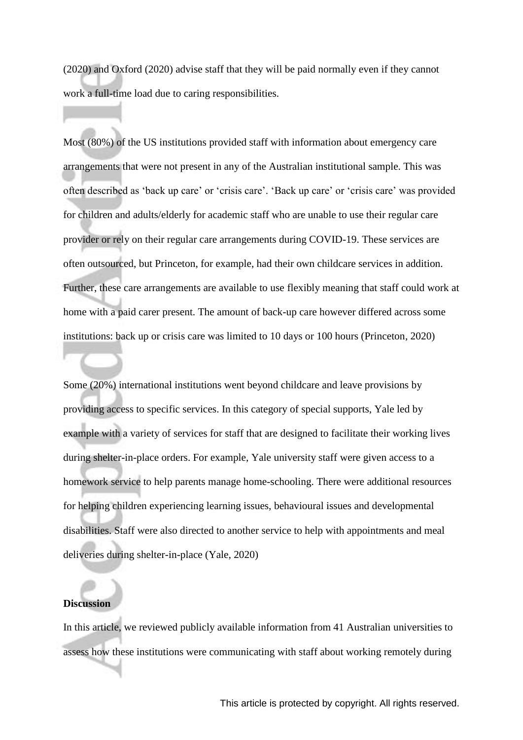(2020) and Oxford (2020) advise staff that they will be paid normally even if they cannot work a full-time load due to caring responsibilities.

Most (80%) of the US institutions provided staff with information about emergency care arrangements that were not present in any of the Australian institutional sample. This was often described as 'back up care' or 'crisis care'. 'Back up care' or 'crisis care' was provided for children and adults/elderly for academic staff who are unable to use their regular care provider or rely on their regular care arrangements during COVID-19. These services are often outsourced, but Princeton, for example, had their own childcare services in addition. Further, these care arrangements are available to use flexibly meaning that staff could work at home with a paid carer present. The amount of back-up care however differed across some institutions: back up or crisis care was limited to 10 days or 100 hours (Princeton, 2020)

Some (20%) international institutions went beyond childcare and leave provisions by providing access to specific services. In this category of special supports, Yale led by example with a variety of services for staff that are designed to facilitate their working lives during shelter-in-place orders. For example, Yale university staff were given access to a homework service to help parents manage home-schooling. There were additional resources for helping children experiencing learning issues, behavioural issues and developmental disabilities. Staff were also directed to another service to help with appointments and meal deliveries during shelter-in-place (Yale, 2020)

**Discussion**

In this article, we reviewed publicly available information from 41 Australian universities to assess how these institutions were communicating with staff about working remotely during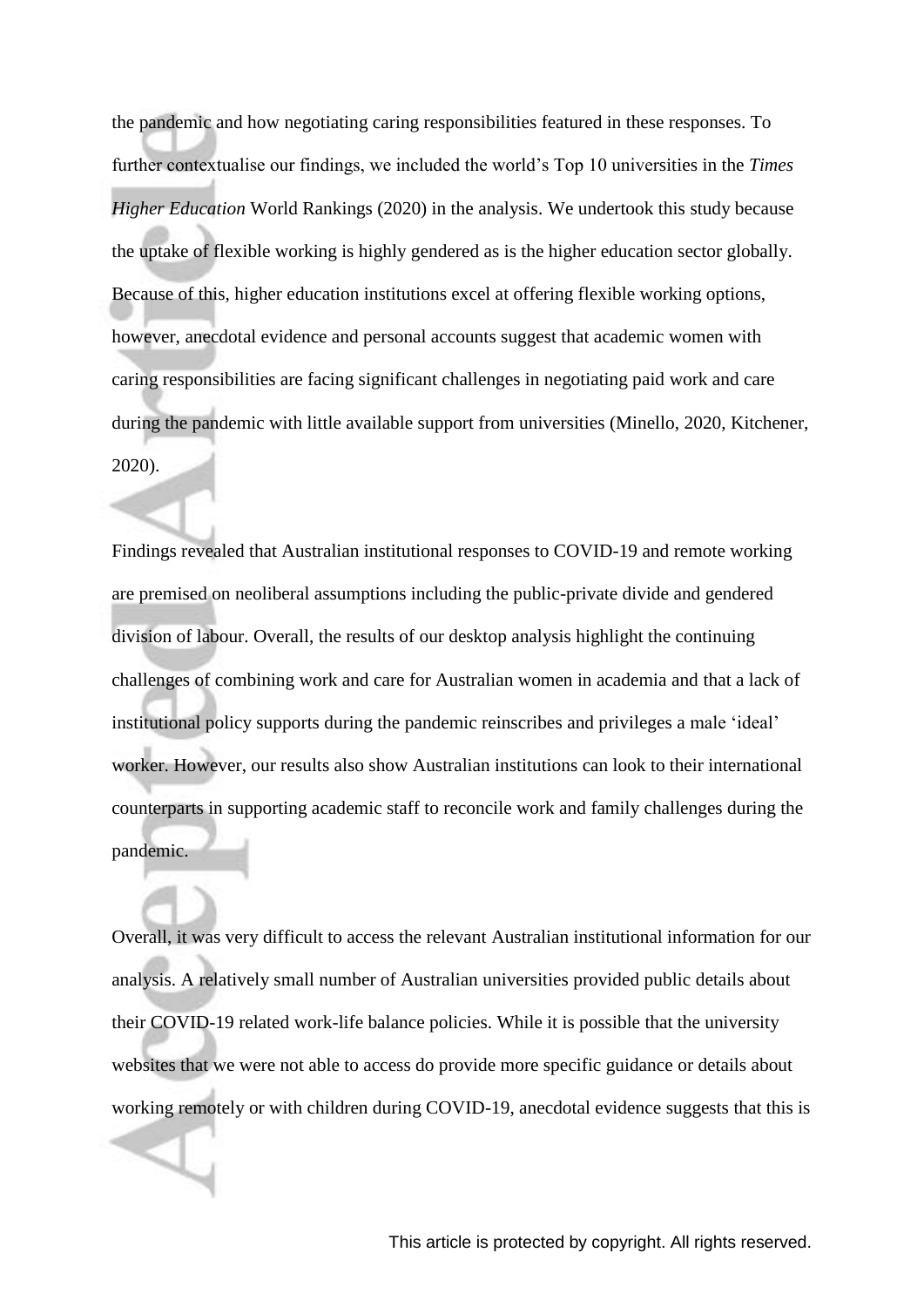the pandemic and how negotiating caring responsibilities featured in these responses. To further contextualise our findings, we included the world's Top 10 universities in the *Times Higher Education* World Rankings (2020) in the analysis. We undertook this study because the uptake of flexible working is highly gendered as is the higher education sector globally. Because of this, higher education institutions excel at offering flexible working options, however, anecdotal evidence and personal accounts suggest that academic women with caring responsibilities are facing significant challenges in negotiating paid work and care during the pandemic with little available support from universities (Minello, 2020, Kitchener, 2020).

Findings revealed that Australian institutional responses to COVID-19 and remote working are premised on neoliberal assumptions including the public-private divide and gendered division of labour. Overall, the results of our desktop analysis highlight the continuing challenges of combining work and care for Australian women in academia and that a lack of institutional policy supports during the pandemic reinscribes and privileges a male 'ideal' worker. However, our results also show Australian institutions can look to their international counterparts in supporting academic staff to reconcile work and family challenges during the pandemic.

Overall, it was very difficult to access the relevant Australian institutional information for our analysis. A relatively small number of Australian universities provided public details about their COVID-19 related work-life balance policies. While it is possible that the university websites that we were not able to access do provide more specific guidance or details about working remotely or with children during COVID-19, anecdotal evidence suggests that this is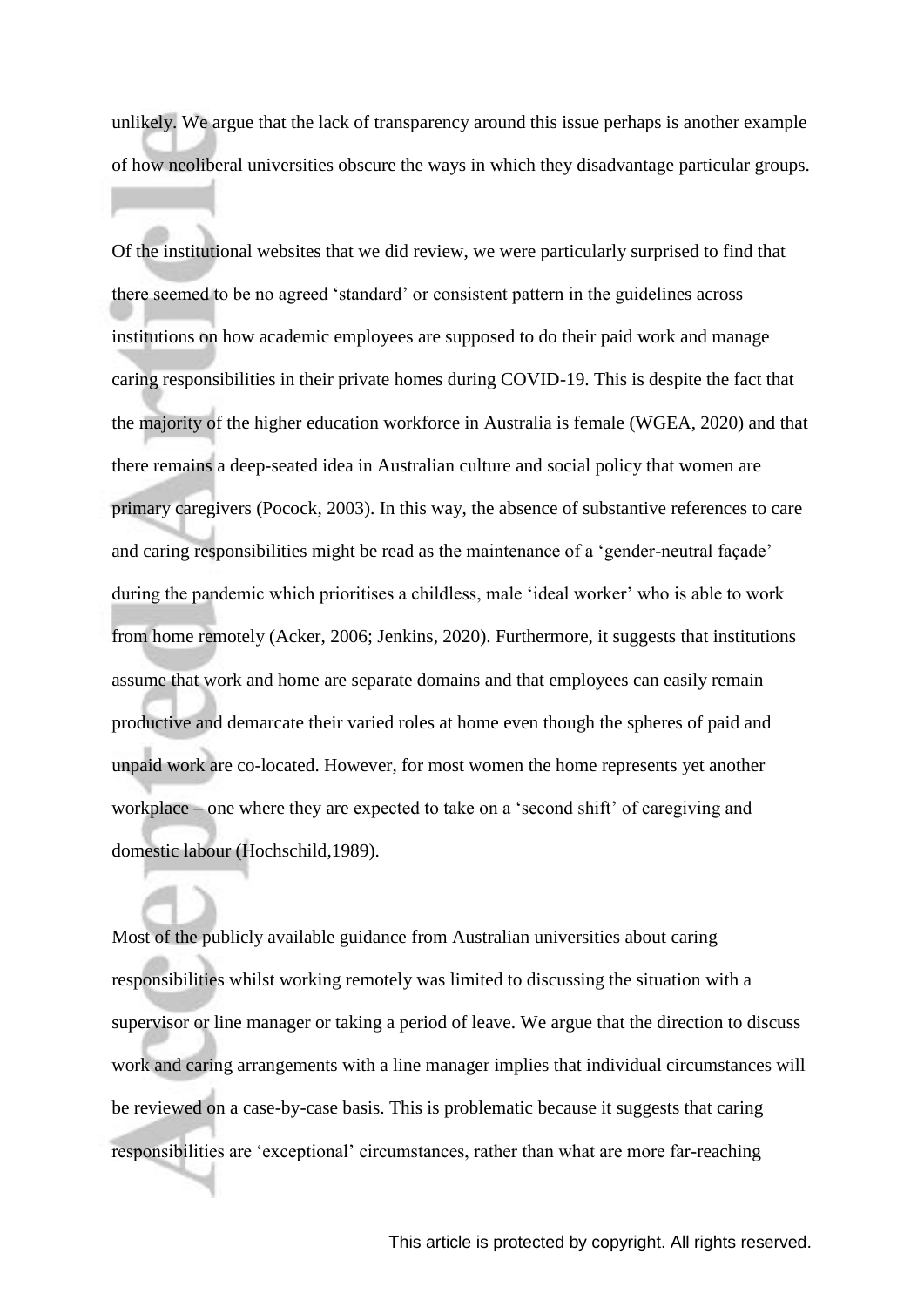unlikely. We argue that the lack of transparency around this issue perhaps is another example of how neoliberal universities obscure the ways in which they disadvantage particular groups.

Of the institutional websites that we did review, we were particularly surprised to find that there seemed to be no agreed 'standard' or consistent pattern in the guidelines across institutions on how academic employees are supposed to do their paid work and manage caring responsibilities in their private homes during COVID-19. This is despite the fact that the majority of the higher education workforce in Australia is female (WGEA, 2020) and that there remains a deep-seated idea in Australian culture and social policy that women are primary caregivers (Pocock, 2003). In this way, the absence of substantive references to care and caring responsibilities might be read as the maintenance of a 'gender-neutral façade' during the pandemic which prioritises a childless, male 'ideal worker' who is able to work from home remotely (Acker, 2006; Jenkins, 2020). Furthermore, it suggests that institutions assume that work and home are separate domains and that employees can easily remain productive and demarcate their varied roles at home even though the spheres of paid and unpaid work are co-located. However, for most women the home represents yet another workplace – one where they are expected to take on a 'second shift' of caregiving and domestic labour (Hochschild,1989).

Most of the publicly available guidance from Australian universities about caring responsibilities whilst working remotely was limited to discussing the situation with a supervisor or line manager or taking a period of leave. We argue that the direction to discuss work and caring arrangements with a line manager implies that individual circumstances will be reviewed on a case-by-case basis. This is problematic because it suggests that caring responsibilities are 'exceptional' circumstances, rather than what are more far-reaching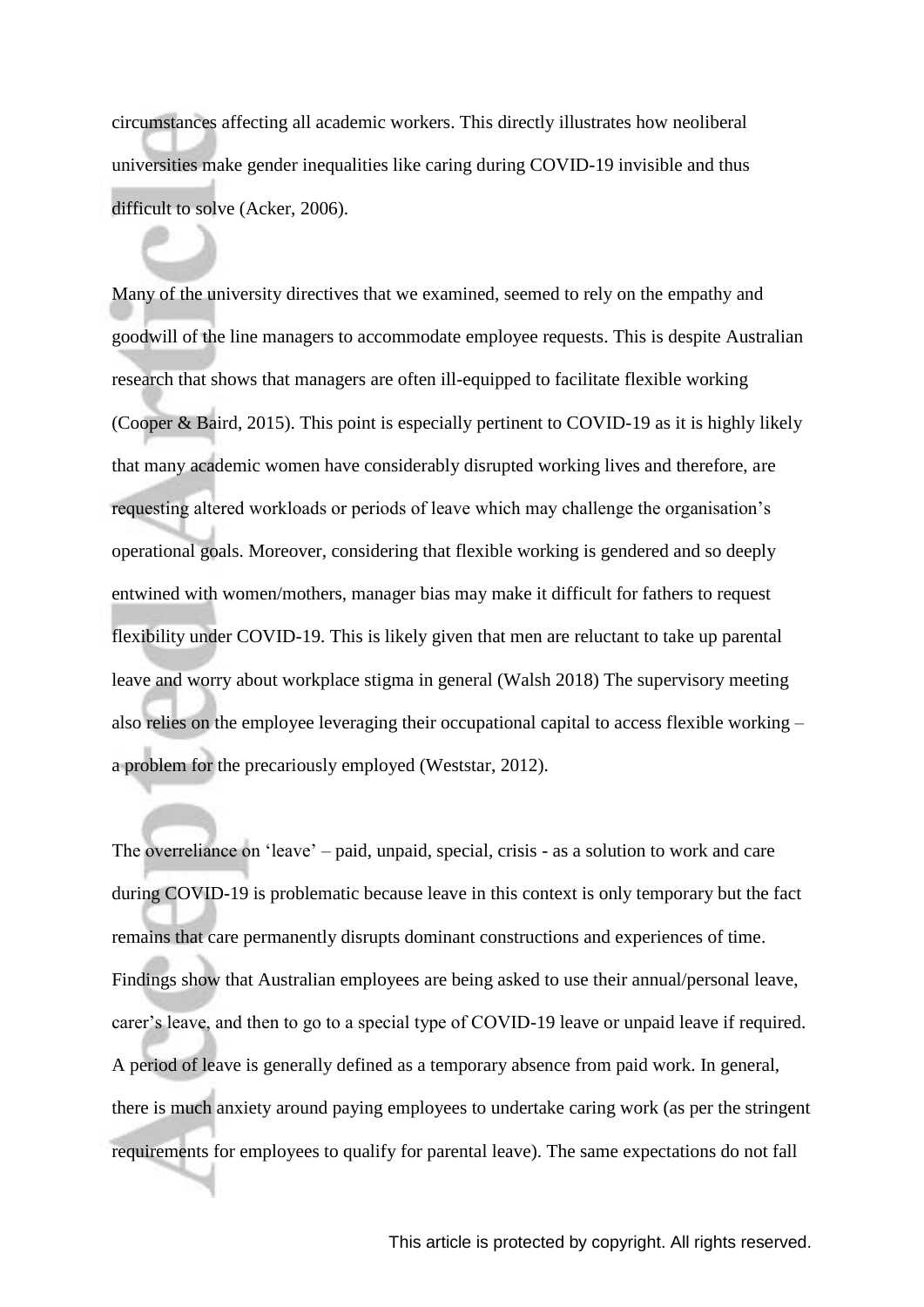circumstances affecting all academic workers. This directly illustrates how neoliberal universities make gender inequalities like caring during COVID-19 invisible and thus difficult to solve (Acker, 2006).

Many of the university directives that we examined, seemed to rely on the empathy and goodwill of the line managers to accommodate employee requests. This is despite Australian research that shows that managers are often ill-equipped to facilitate flexible working (Cooper & Baird, 2015). This point is especially pertinent to COVID-19 as it is highly likely that many academic women have considerably disrupted working lives and therefore, are requesting altered workloads or periods of leave which may challenge the organisation's operational goals. Moreover, considering that flexible working is gendered and so deeply entwined with women/mothers, manager bias may make it difficult for fathers to request flexibility under COVID-19. This is likely given that men are reluctant to take up parental leave and worry about workplace stigma in general (Walsh 2018) The supervisory meeting also relies on the employee leveraging their occupational capital to access flexible working – a problem for the precariously employed (Weststar, 2012).

The overreliance on 'leave' – paid, unpaid, special, crisis - as a solution to work and care during COVID-19 is problematic because leave in this context is only temporary but the fact remains that care permanently disrupts dominant constructions and experiences of time. Findings show that Australian employees are being asked to use their annual/personal leave, carer's leave, and then to go to a special type of COVID-19 leave or unpaid leave if required. A period of leave is generally defined as a temporary absence from paid work. In general, there is much anxiety around paying employees to undertake caring work (as per the stringent requirements for employees to qualify for parental leave). The same expectations do not fall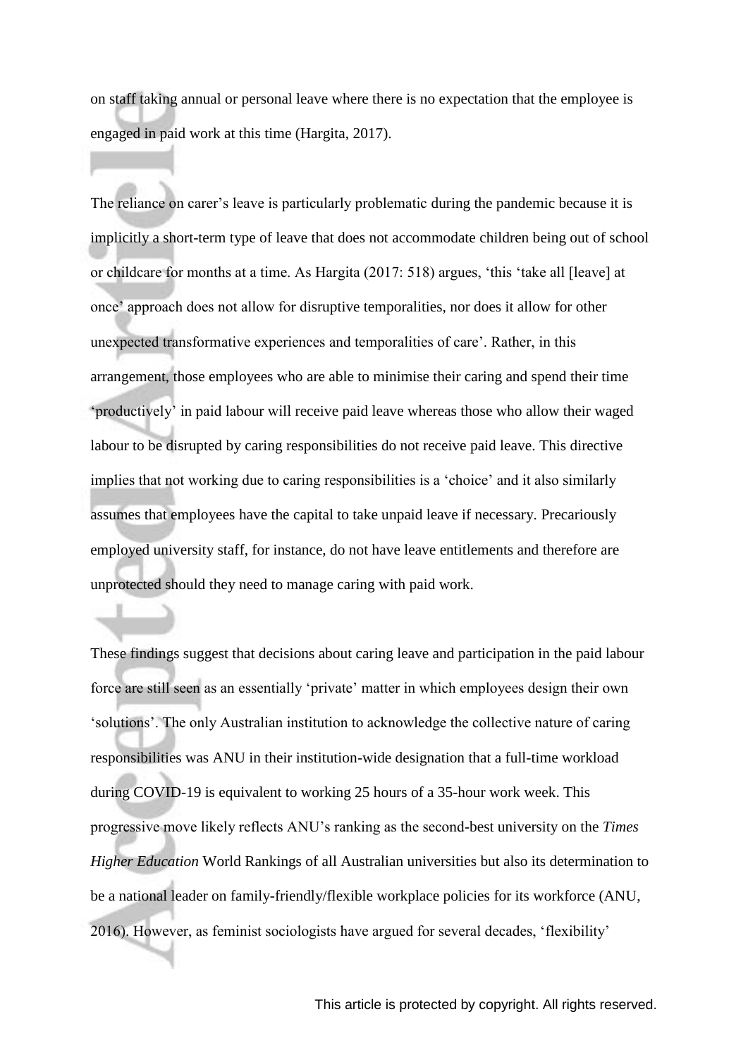on staff taking annual or personal leave where there is no expectation that the employee is engaged in paid work at this time (Hargita, 2017).

The reliance on carer's leave is particularly problematic during the pandemic because it is implicitly a short-term type of leave that does not accommodate children being out of school or childcare for months at a time. As Hargita (2017: 518) argues, 'this 'take all [leave] at once' approach does not allow for disruptive temporalities, nor does it allow for other unexpected transformative experiences and temporalities of care'. Rather, in this arrangement, those employees who are able to minimise their caring and spend their time 'productively' in paid labour will receive paid leave whereas those who allow their waged labour to be disrupted by caring responsibilities do not receive paid leave. This directive implies that not working due to caring responsibilities is a 'choice' and it also similarly assumes that employees have the capital to take unpaid leave if necessary. Precariously employed university staff, for instance, do not have leave entitlements and therefore are unprotected should they need to manage caring with paid work.

These findings suggest that decisions about caring leave and participation in the paid labour force are still seen as an essentially 'private' matter in which employees design their own 'solutions'. The only Australian institution to acknowledge the collective nature of caring responsibilities was ANU in their institution-wide designation that a full-time workload during COVID-19 is equivalent to working 25 hours of a 35-hour work week. This progressive move likely reflects ANU's ranking as the second-best university on the *Times Higher Education* World Rankings of all Australian universities but also its determination to be a national leader on family-friendly/flexible workplace policies for its workforce (ANU, 2016). However, as feminist sociologists have argued for several decades, 'flexibility'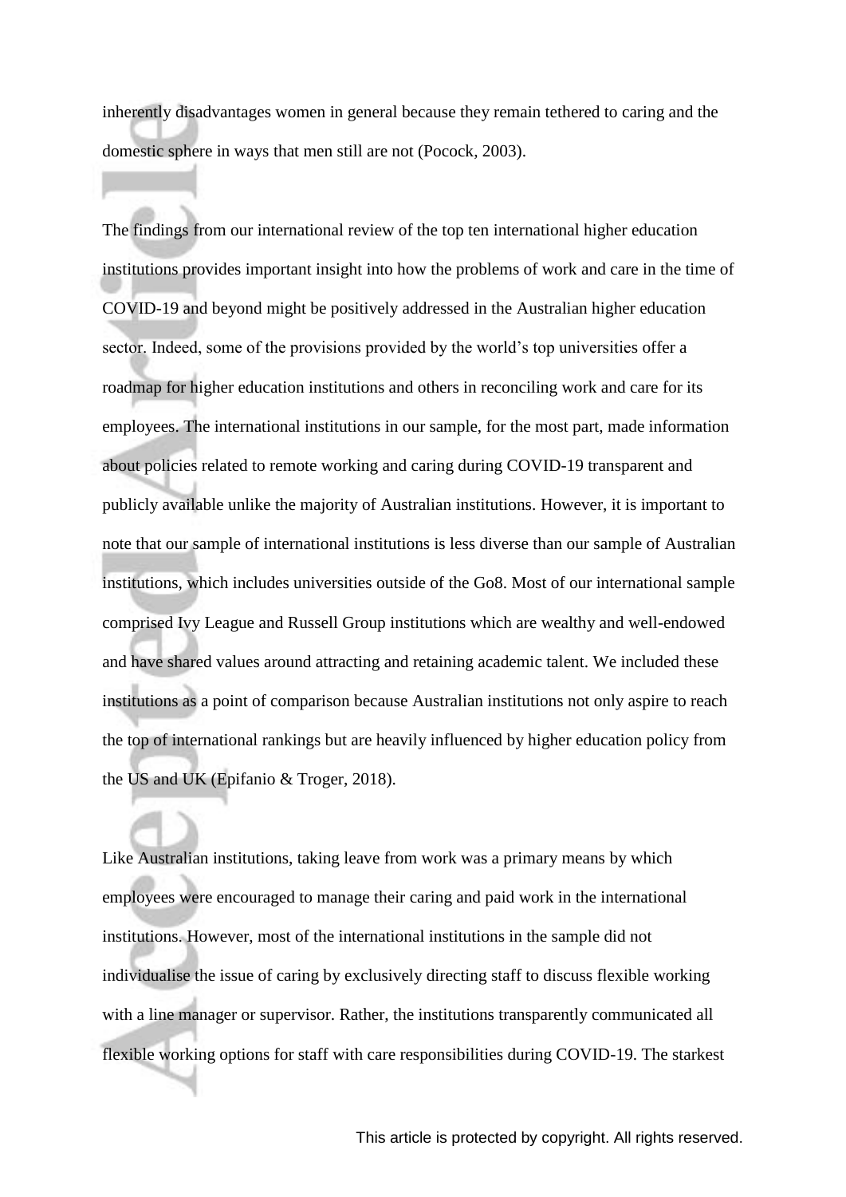inherently disadvantages women in general because they remain tethered to caring and the domestic sphere in ways that men still are not (Pocock, 2003).

The findings from our international review of the top ten international higher education institutions provides important insight into how the problems of work and care in the time of COVID-19 and beyond might be positively addressed in the Australian higher education sector. Indeed, some of the provisions provided by the world's top universities offer a roadmap for higher education institutions and others in reconciling work and care for its employees. The international institutions in our sample, for the most part, made information about policies related to remote working and caring during COVID-19 transparent and publicly available unlike the majority of Australian institutions. However, it is important to note that our sample of international institutions is less diverse than our sample of Australian institutions, which includes universities outside of the Go8. Most of our international sample comprised Ivy League and Russell Group institutions which are wealthy and well-endowed and have shared values around attracting and retaining academic talent. We included these institutions as a point of comparison because Australian institutions not only aspire to reach the top of international rankings but are heavily influenced by higher education policy from the US and UK (Epifanio & Troger, 2018).

Like Australian institutions, taking leave from work was a primary means by which employees were encouraged to manage their caring and paid work in the international institutions. However, most of the international institutions in the sample did not individualise the issue of caring by exclusively directing staff to discuss flexible working with a line manager or supervisor. Rather, the institutions transparently communicated all flexible working options for staff with care responsibilities during COVID-19. The starkest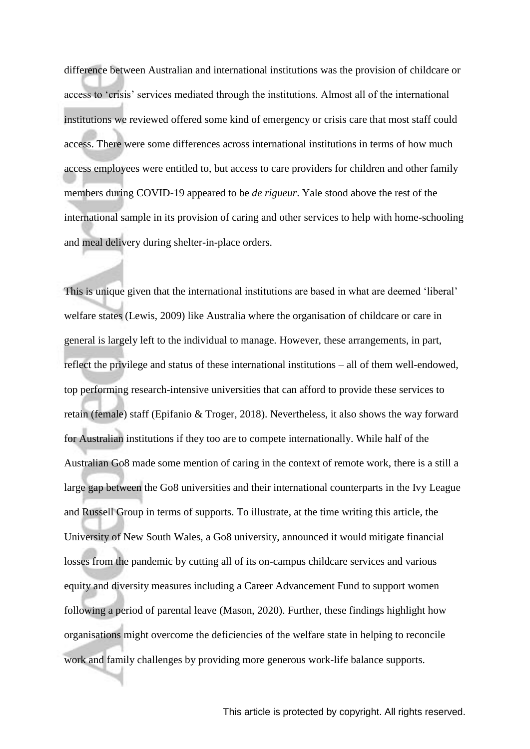difference between Australian and international institutions was the provision of childcare or access to 'crisis' services mediated through the institutions. Almost all of the international institutions we reviewed offered some kind of emergency or crisis care that most staff could access. There were some differences across international institutions in terms of how much access employees were entitled to, but access to care providers for children and other family members during COVID-19 appeared to be *de rigueur*. Yale stood above the rest of the international sample in its provision of caring and other services to help with home-schooling and meal delivery during shelter-in-place orders.

This is unique given that the international institutions are based in what are deemed 'liberal' welfare states (Lewis, 2009) like Australia where the organisation of childcare or care in general is largely left to the individual to manage. However, these arrangements, in part, reflect the privilege and status of these international institutions – all of them well-endowed, top performing research-intensive universities that can afford to provide these services to retain (female) staff (Epifanio & Troger, 2018). Nevertheless, it also shows the way forward for Australian institutions if they too are to compete internationally. While half of the Australian Go8 made some mention of caring in the context of remote work, there is a still a large gap between the Go8 universities and their international counterparts in the Ivy League and Russell Group in terms of supports. To illustrate, at the time writing this article, the University of New South Wales, a Go8 university, announced it would mitigate financial losses from the pandemic by cutting all of its on-campus childcare services and various equity and diversity measures including a Career Advancement Fund to support women following a period of parental leave (Mason, 2020). Further, these findings highlight how organisations might overcome the deficiencies of the welfare state in helping to reconcile work and family challenges by providing more generous work-life balance supports.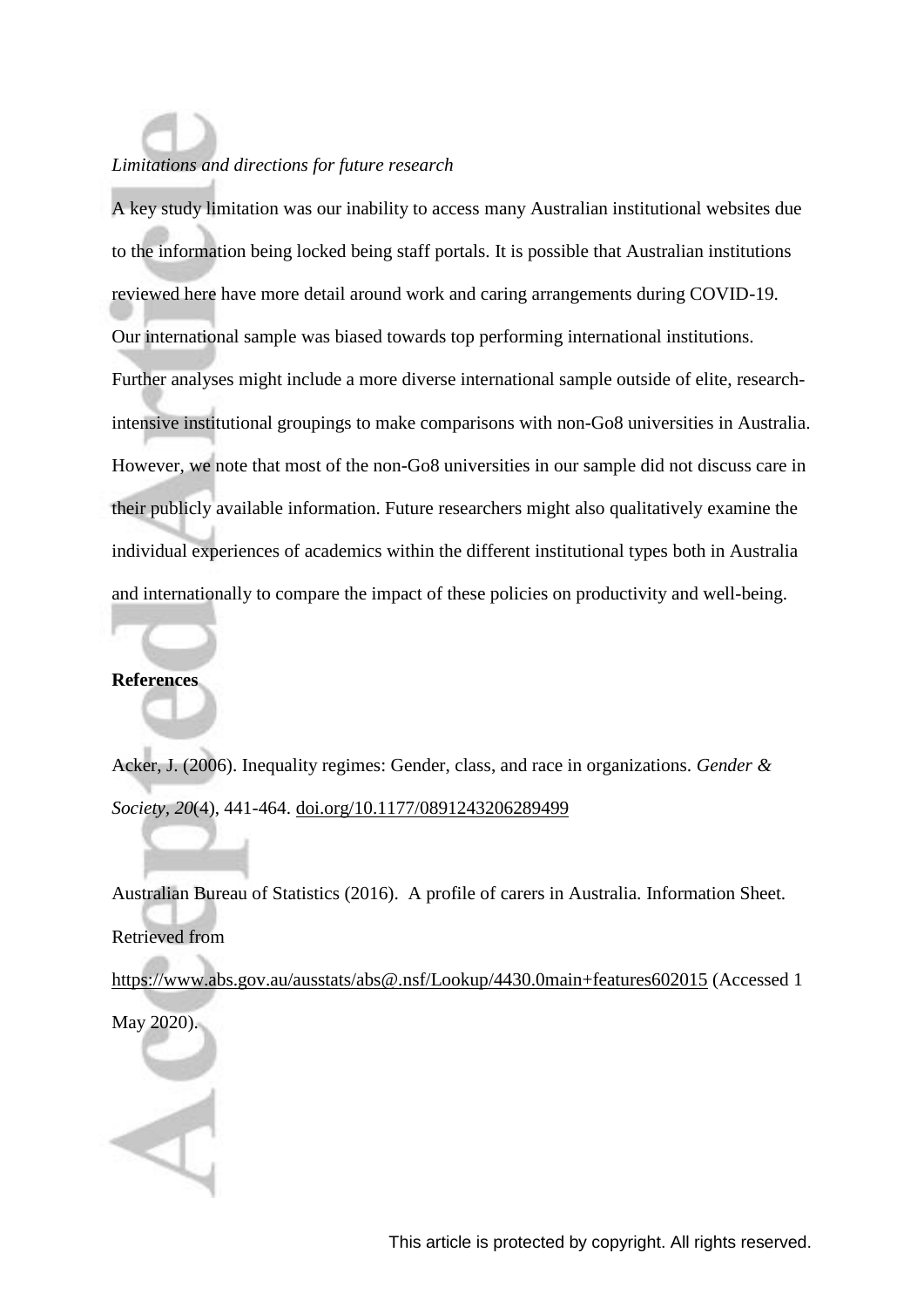*Limitations and directions for future research*

A key study limitation was our inability to access many Australian institutional websites due to the information being locked being staff portals. It is possible that Australian institutions reviewed here have more detail around work and caring arrangements during COVID-19. Our international sample was biased towards top performing international institutions. Further analyses might include a more diverse international sample outside of elite, research-intensive institutional groupings to make comparisons with non-Go8 universities in Australia. However, we note that most of the non-Go8 universities in our sample did not discuss care in their publicly available information. Future researchers might also qualitatively examine the individual experiences of academics within the different institutional types both in Australia and internationally to compare the impact of these policies on productivity and well-being.

**References**

Acker, J. (2006). Inequality regimes: Gender, class, and race in organizations. *Gender & Society, 20*(4), 441-464. doi.org/10.1177/0891243206289499

Australian Bureau of Statistics (2016). A profile of carers in Australia. Information Sheet. Retrieved from https://www.abs.gov.au/ausstats/abs@.nsf/Lookup/4430.0main+features602015 (Accessed 1 May 2020).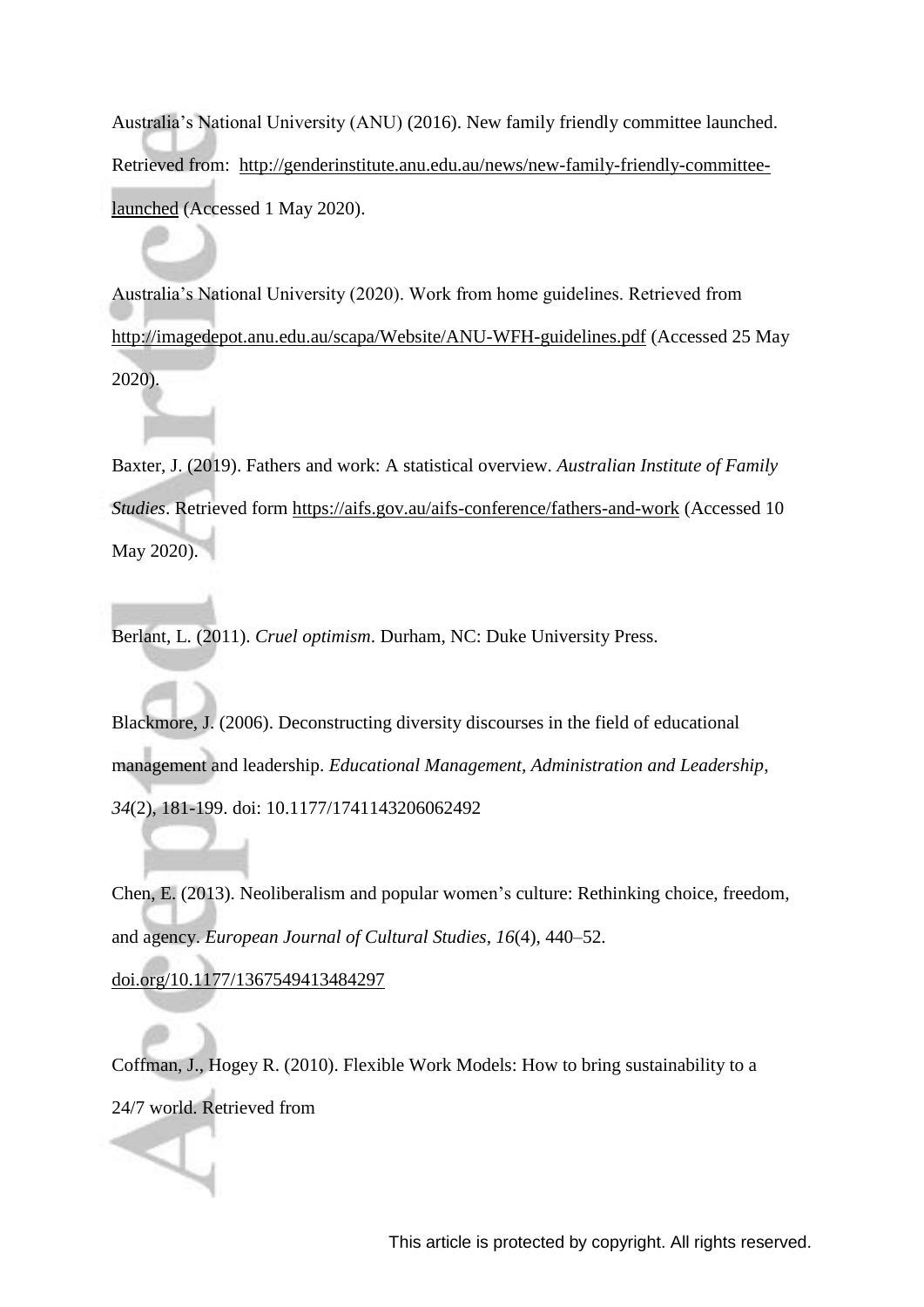Australia's National University (ANU) (2016). New family friendly committee launched. Retrieved from: http://genderinstitute.anu.edu.au/news/new-family-friendly-committee-launched (Accessed 1 May 2020).

Australia's National University (2020). Work from home guidelines. Retrieved from http://imagedepot.anu.edu.au/scapa/Website/ANU-WFH-guidelines.pdf (Accessed 25 May 2020).

Baxter, J. (2019). Fathers and work: A statistical overview. *Australian Institute of Family Studies*. Retrieved form https://aifs.gov.au/aifs-conference/fathers-and-work (Accessed 10 May 2020).

Berlant, L. (2011). *Cruel optimism*. Durham, NC: Duke University Press.

Blackmore, J. (2006). Deconstructing diversity discourses in the field of educational management and leadership. *Educational Management, Administration and Leadership*, *34*(2), 181-199. doi: 10.1177/1741143206062492

Chen, E. (2013). Neoliberalism and popular women's culture: Rethinking choice, freedom, and agency. *European Journal of Cultural Studies*, *16*(4), 440–52. doi.org/10.1177/1367549413484297

Coffman, J., Hogey R. (2010). Flexible Work Models: How to bring sustainability to a 24/7 world. Retrieved from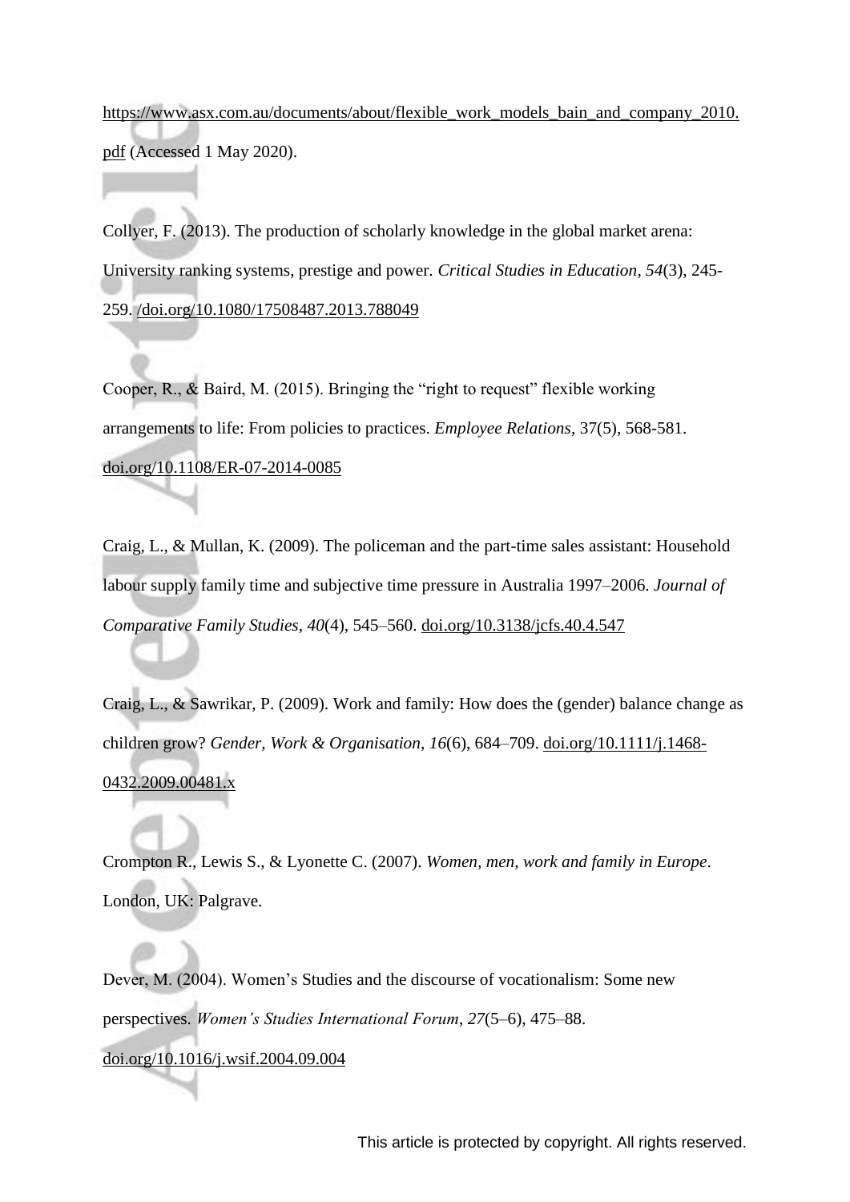https://www.asx.com.au/documents/about/flexible_work_models_bain_and_company_2010.pdf (Accessed 1 May 2020).

Collyer, F. (2013). The production of scholarly knowledge in the global market arena: University ranking systems, prestige and power. *Critical Studies in Education*, *54*(3), 245-259. /doi.org/10.1080/17508487.2013.788049

Cooper, R., & Baird, M. (2015). Bringing the "right to request" flexible working arrangements to life: From policies to practices. *Employee Relations*, 37(5), 568-581. doi.org/10.1108/ER-07-2014-0085

Craig, L., & Mullan, K. (2009). The policeman and the part-time sales assistant: Household labour supply family time and subjective time pressure in Australia 1997–2006. *Journal of Comparative Family Studies*, *40*(4), 545–560. doi.org/10.3138/jcfs.40.4.547

Craig, L., & Sawrikar, P. (2009). Work and family: How does the (gender) balance change as children grow? *Gender, Work & Organisation*, *16*(6), 684–709. doi.org/10.1111/j.1468-0432.2009.00481.x

Crompton R., Lewis S., & Lyonette C. (2007). *Women, men, work and family in Europe*. London, UK: Palgrave.

Dever, M. (2004). Women's Studies and the discourse of vocationalism: Some new perspectives. *Women's Studies International Forum*, *27*(5–6), 475–88. doi.org/10.1016/j.wsif.2004.09.004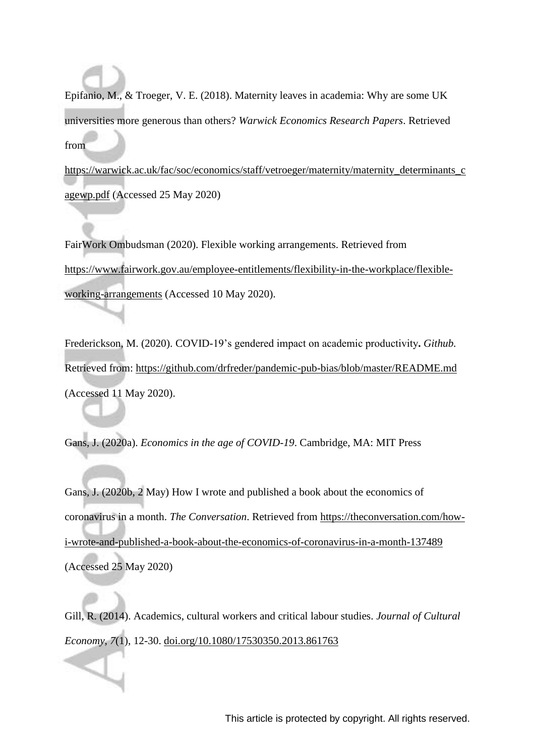Epifanio, M., & Troeger, V. E. (2018). Maternity leaves in academia: Why are some UK universities more generous than others? *Warwick Economics Research Papers*. Retrieved from https://warwick.ac.uk/fac/soc/economics/staff/vetroeger/maternity/maternity_determinants_cagewp.pdf (Accessed 25 May 2020)

FairWork Ombudsman (2020). Flexible working arrangements. Retrieved from https://www.fairwork.gov.au/employee-entitlements/flexibility-in-the-workplace/flexible-working-arrangements (Accessed 10 May 2020).

Frederickson, M. (2020). COVID-19's gendered impact on academic productivity**.** *Github.* Retrieved from: https://github.com/drfreder/pandemic-pub-bias/blob/master/README.md (Accessed 11 May 2020).

Gans, J. (2020a). *Economics in the age of COVID-19*. Cambridge, MA: MIT Press

Gans, J. (2020b, 2 May) How I wrote and published a book about the economics of coronavirus in a month. *The Conversation*. Retrieved from https://theconversation.com/how-i-wrote-and-published-a-book-about-the-economics-of-coronavirus-in-a-month-137489 (Accessed 25 May 2020)

Gill, R. (2014). Academics, cultural workers and critical labour studies. *Journal of Cultural Economy*, *7*(1), 12-30. doi.org/10.1080/17530350.2013.861763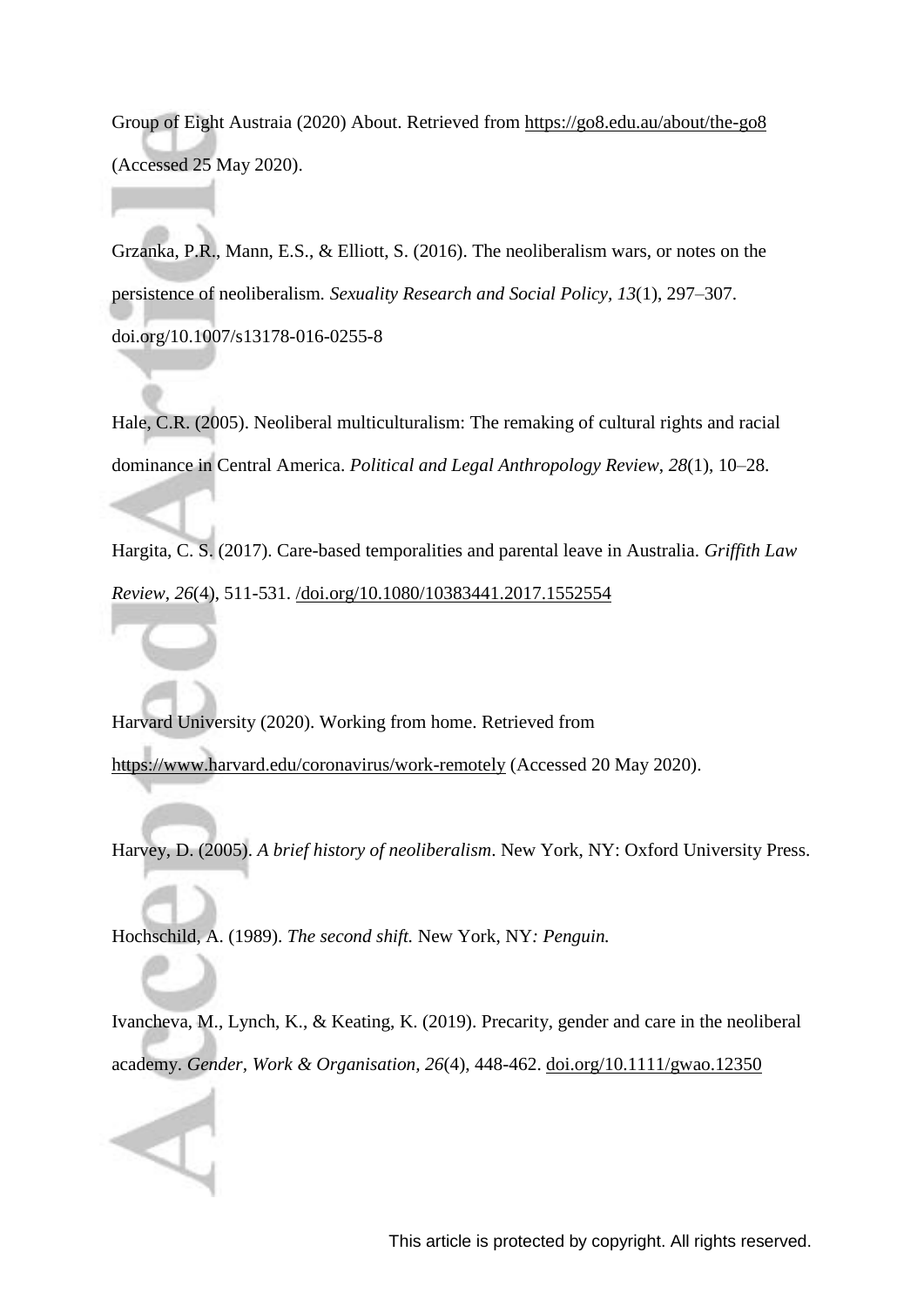Group of Eight Austraia (2020) About. Retrieved from https://go8.edu.au/about/the-go8 (Accessed 25 May 2020).

Grzanka, P.R., Mann, E.S., & Elliott, S. (2016). The neoliberalism wars, or notes on the persistence of neoliberalism. *Sexuality Research and Social Policy, 13*(1), 297–307. doi.org/10.1007/s13178-016-0255-8

Hale, C.R. (2005). Neoliberal multiculturalism: The remaking of cultural rights and racial dominance in Central America. *Political and Legal Anthropology Review*, *28*(1), 10–28.

Hargita, C. S. (2017). Care-based temporalities and parental leave in Australia. *Griffith Law Review*, *26*(4), 511-531. /doi.org/10.1080/10383441.2017.1552554

Harvard University (2020). Working from home. Retrieved from https://www.harvard.edu/coronavirus/work-remotely (Accessed 20 May 2020).

Harvey, D. (2005). *A brief history of neoliberalism*. New York, NY: Oxford University Press.

Hochschild, A. (1989). *The second shift.* New York, NY*: Penguin.*

Ivancheva, M., Lynch, K., & Keating, K. (2019). Precarity, gender and care in the neoliberal academy. *Gender, Work & Organisation, 26*(4), 448-462. doi.org/10.1111/gwao.12350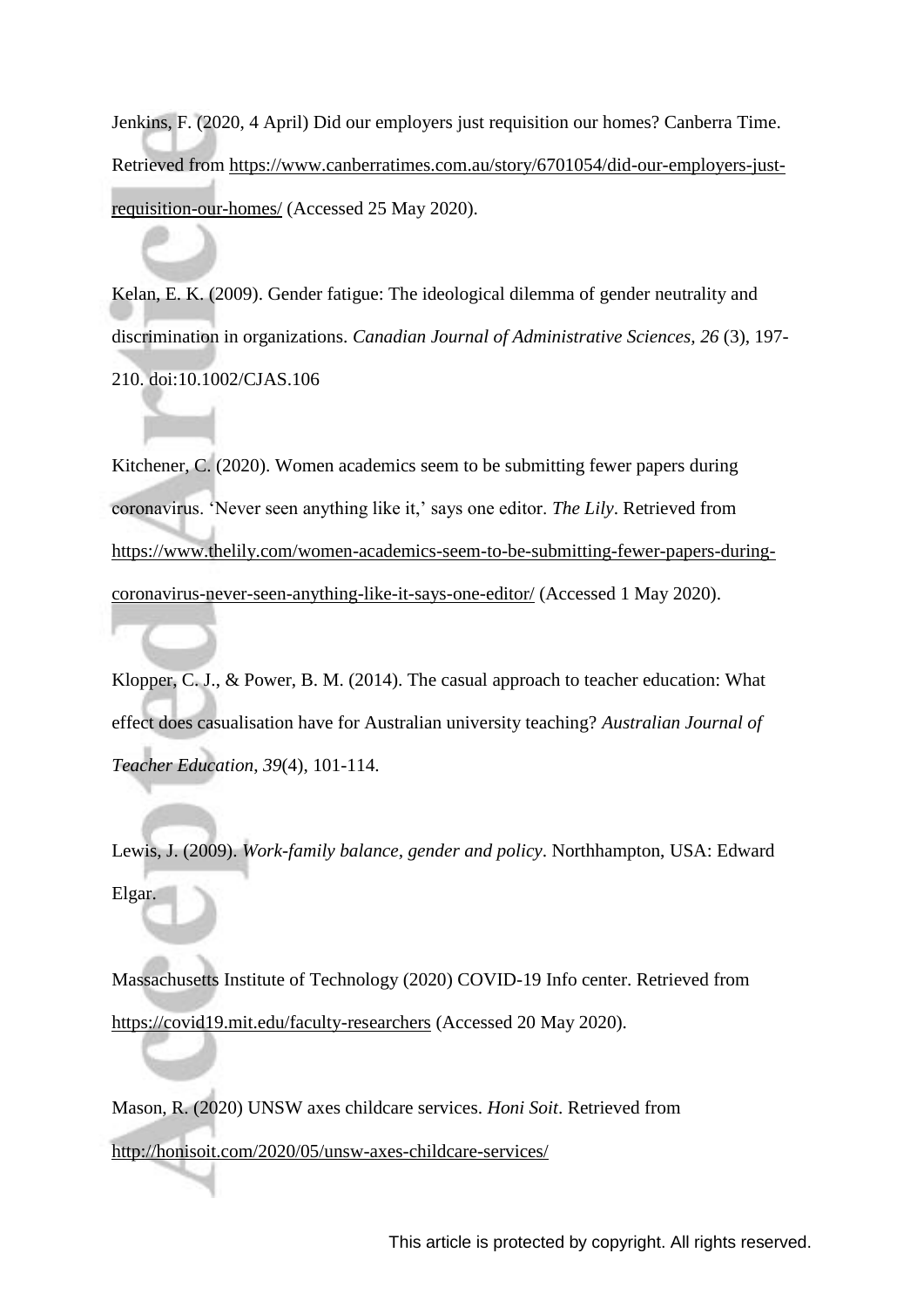Jenkins, F. (2020, 4 April) Did our employers just requisition our homes? Canberra Time. Retrieved from https://www.canberratimes.com.au/story/6701054/did-our-employers-just-requisition-our-homes/ (Accessed 25 May 2020).

Kelan, E. K. (2009). Gender fatigue: The ideological dilemma of gender neutrality and discrimination in organizations. *Canadian Journal of Administrative Sciences, 26* (3), 197-210. doi:10.1002/CJAS.106

Kitchener, C. (2020). Women academics seem to be submitting fewer papers during coronavirus. 'Never seen anything like it,' says one editor. *The Lily*. Retrieved from https://www.thelily.com/women-academics-seem-to-be-submitting-fewer-papers-during-coronavirus-never-seen-anything-like-it-says-one-editor/ (Accessed 1 May 2020).

Klopper, C. J., & Power, B. M. (2014). The casual approach to teacher education: What effect does casualisation have for Australian university teaching? *Australian Journal of Teacher Education*, *39*(4), 101-114.

Lewis, J. (2009). *Work-family balance, gender and policy*. Northhampton, USA: Edward Elgar.

Massachusetts Institute of Technology (2020) COVID-19 Info center. Retrieved from https://covid19.mit.edu/faculty-researchers (Accessed 20 May 2020).

Mason, R. (2020) UNSW axes childcare services. *Honi Soit*. Retrieved from http://honisoit.com/2020/05/unsw-axes-childcare-services/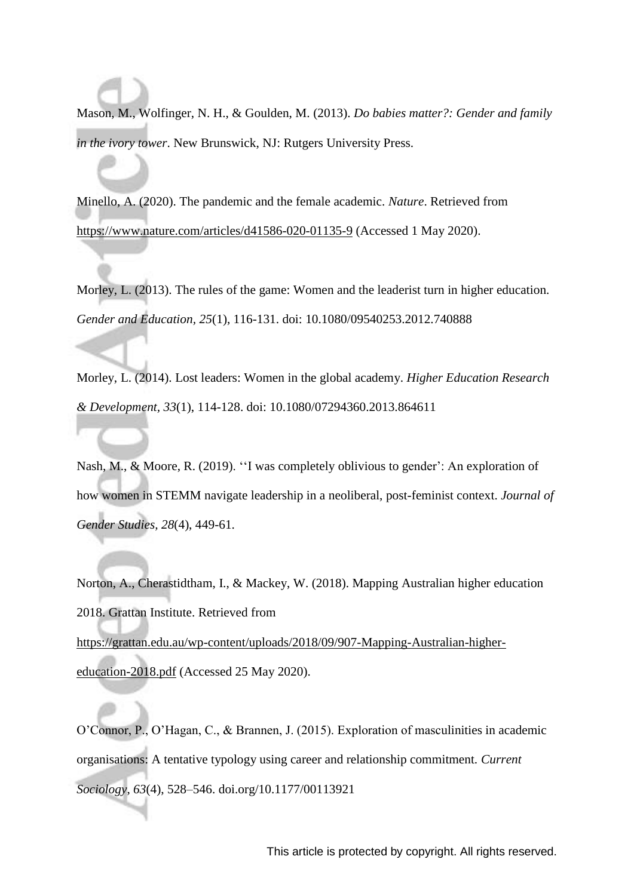Mason, M., Wolfinger, N. H., & Goulden, M. (2013). *Do babies matter?: Gender and family in the ivory tower*. New Brunswick, NJ: Rutgers University Press.

Minello, A. (2020). The pandemic and the female academic. *Nature*. Retrieved from https://www.nature.com/articles/d41586-020-01135-9 (Accessed 1 May 2020).

Morley, L. (2013). The rules of the game: Women and the leaderist turn in higher education. *Gender and Education, 25*(1), 116-131. doi: 10.1080/09540253.2012.740888

Morley, L. (2014). Lost leaders: Women in the global academy. *Higher Education Research & Development*, *33*(1), 114-128. doi: 10.1080/07294360.2013.864611

Nash, M., & Moore, R. (2019). ''I was completely oblivious to gender': An exploration of how women in STEMM navigate leadership in a neoliberal, post-feminist context. *Journal of Gender Studies, 28*(4), 449-61.

Norton, A., Cherastidtham, I., & Mackey, W. (2018). Mapping Australian higher education 2018. Grattan Institute. Retrieved from https://grattan.edu.au/wp-content/uploads/2018/09/907-Mapping-Australian-higher-education-2018.pdf (Accessed 25 May 2020).

O'Connor, P., O'Hagan, C., & Brannen, J. (2015). Exploration of masculinities in academic organisations: A tentative typology using career and relationship commitment. *Current Sociology*, *63*(4), 528–546. doi.org/10.1177/00113921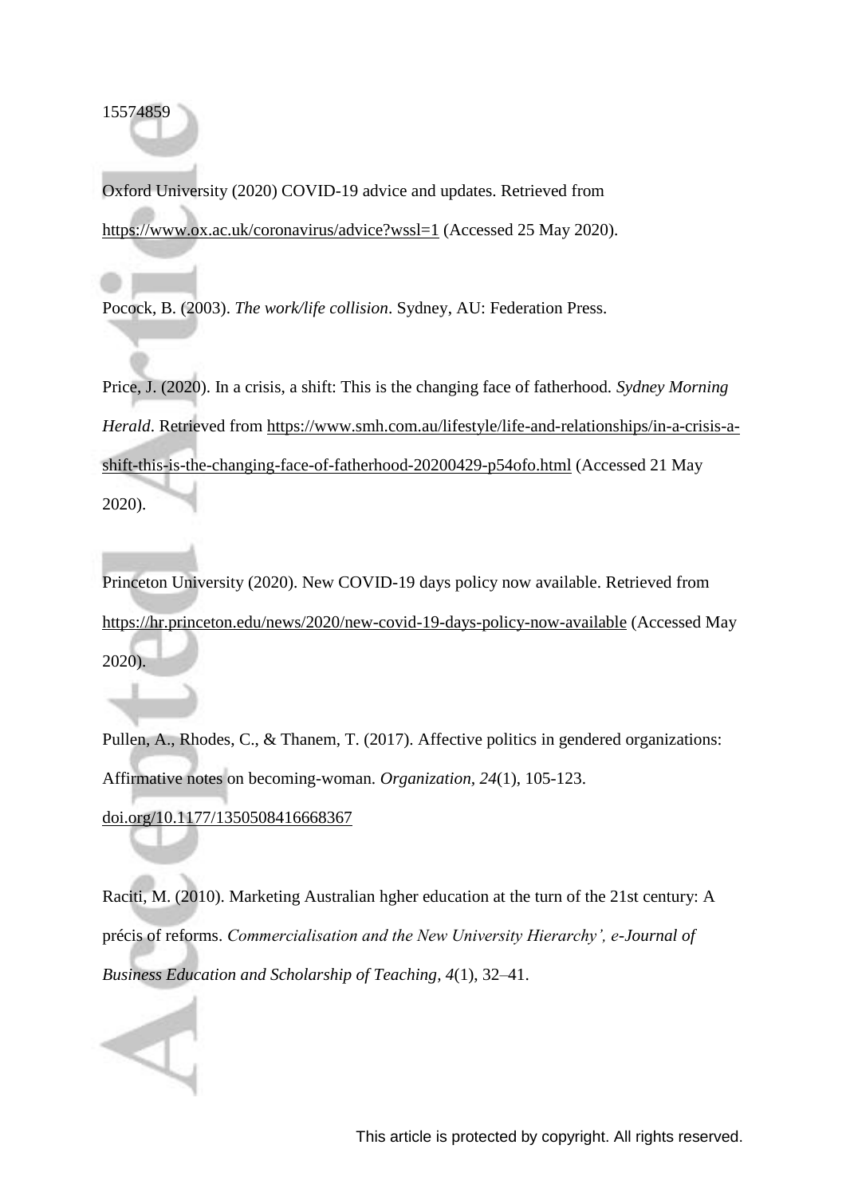15574859

Oxford University (2020) COVID-19 advice and updates. Retrieved from https://www.ox.ac.uk/coronavirus/advice?wssl=1 (Accessed 25 May 2020).

Pocock, B. (2003). *The work/life collision*. Sydney, AU: Federation Press.

Price, J. (2020). In a crisis, a shift: This is the changing face of fatherhood. *Sydney Morning Herald*. Retrieved from https://www.smh.com.au/lifestyle/life-and-relationships/in-a-crisis-a-shift-this-is-the-changing-face-of-fatherhood-20200429-p54ofo.html (Accessed 21 May 2020).

Princeton University (2020). New COVID-19 days policy now available. Retrieved from https://hr.princeton.edu/news/2020/new-covid-19-days-policy-now-available (Accessed May 2020).

Pullen, A., Rhodes, C., & Thanem, T. (2017). Affective politics in gendered organizations: Affirmative notes on becoming-woman. *Organization*, *24*(1), 105-123. doi.org/10.1177/1350508416668367

Raciti, M. (2010). Marketing Australian hgher education at the turn of the 21st century: A précis of reforms. *Commercialisation and the New University Hierarchy', e-Journal of Business Education and Scholarship of Teaching*, *4*(1), 32–41.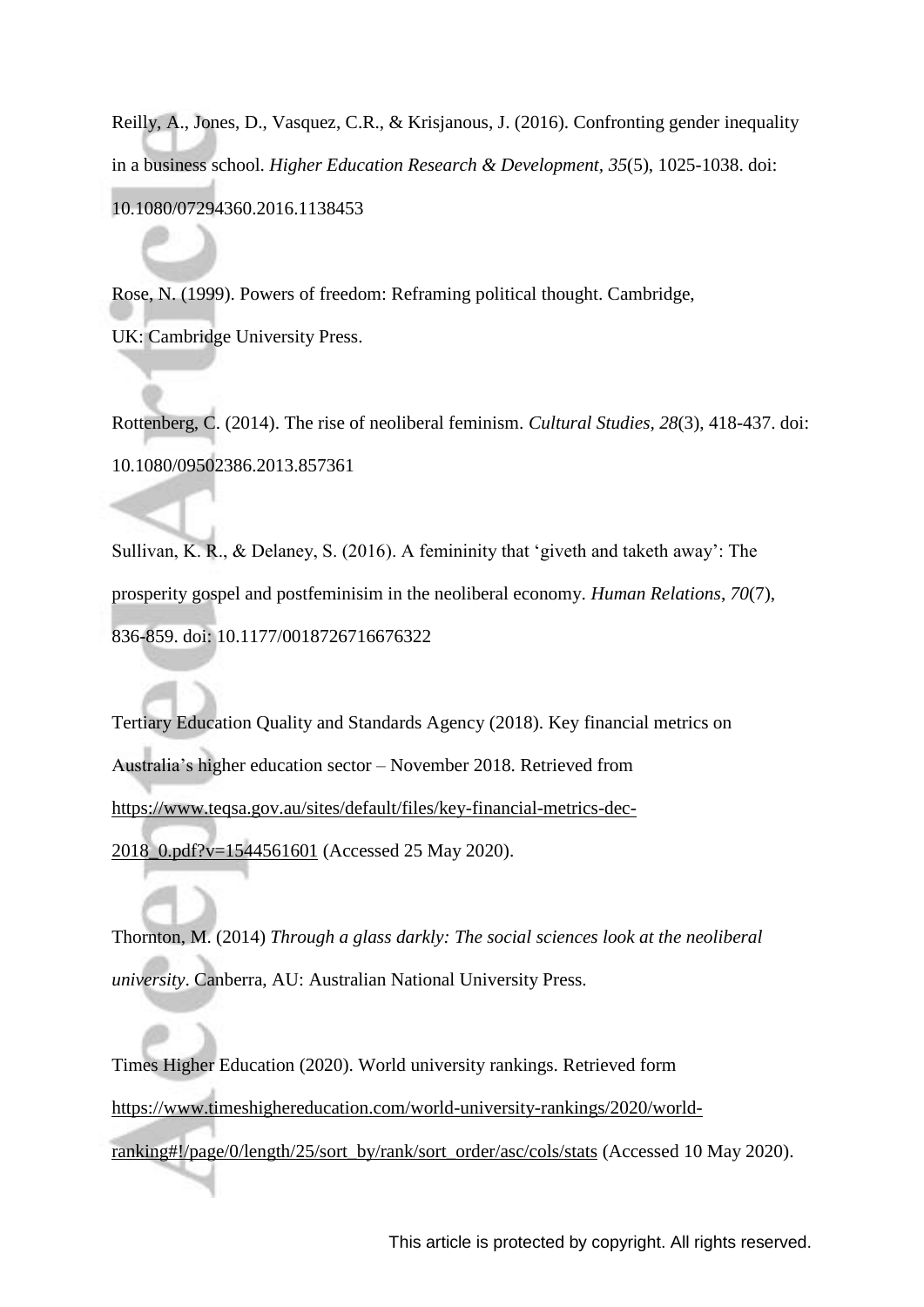Reilly, A., Jones, D., Vasquez, C.R., & Krisjanous, J. (2016). Confronting gender inequality in a business school. *Higher Education Research & Development, 35*(5), 1025-1038. doi: 10.1080/07294360.2016.1138453

Rose, N. (1999). Powers of freedom: Reframing political thought. Cambridge, UK: Cambridge University Press.

Rottenberg, C. (2014). The rise of neoliberal feminism. *Cultural Studies, 28*(3), 418-437. doi: 10.1080/09502386.2013.857361

Sullivan, K. R., & Delaney, S. (2016). A femininity that 'giveth and taketh away': The prosperity gospel and postfeminisim in the neoliberal economy. *Human Relations*, *70*(7), 836-859. doi: 10.1177/0018726716676322

Tertiary Education Quality and Standards Agency (2018). Key financial metrics on Australia's higher education sector – November 2018. Retrieved from https://www.teqsa.gov.au/sites/default/files/key-financial-metrics-dec-2018_0.pdf?v=1544561601 (Accessed 25 May 2020).

Thornton, M. (2014) *Through a glass darkly: The social sciences look at the neoliberal university*. Canberra, AU: Australian National University Press.

Times Higher Education (2020). World university rankings. Retrieved form https://www.timeshighereducation.com/world-university-rankings/2020/world-ranking#!/page/0/length/25/sort_by/rank/sort_order/asc/cols/stats (Accessed 10 May 2020).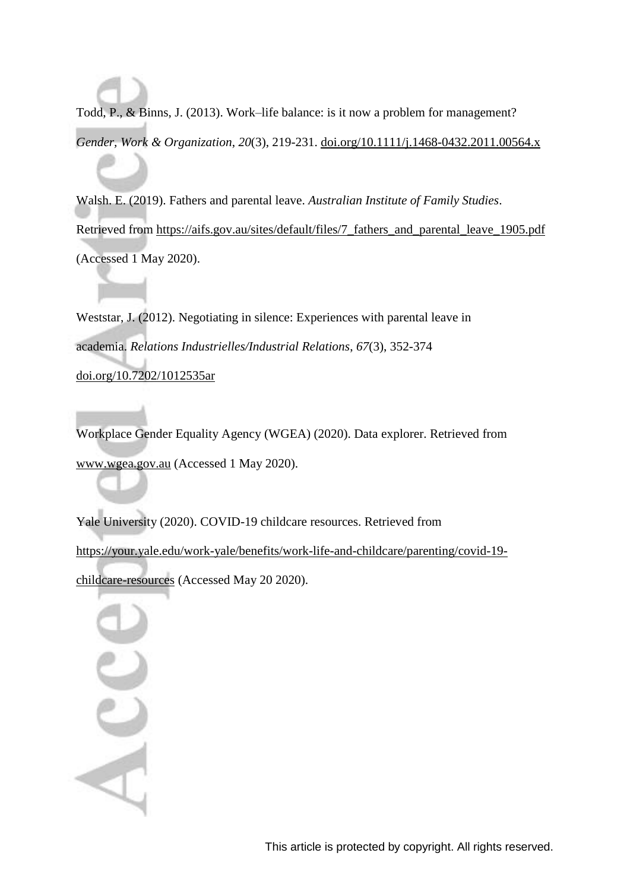Todd, P., & Binns, J. (2013). Work–life balance: is it now a problem for management? *Gender, Work & Organization*, *20*(3), 219-231. doi.org/10.1111/j.1468-0432.2011.00564.x

Walsh. E. (2019). Fathers and parental leave. *Australian Institute of Family Studies*. Retrieved from https://aifs.gov.au/sites/default/files/7_fathers_and_parental_leave_1905.pdf (Accessed 1 May 2020).

Weststar, J. (2012). Negotiating in silence: Experiences with parental leave in academia. *Relations Industrielles/Industrial Relations*, *67*(3), 352-374 doi.org/10.7202/1012535ar

Workplace Gender Equality Agency (WGEA) (2020). Data explorer. Retrieved from www.wgea.gov.au (Accessed 1 May 2020).

Yale University (2020). COVID-19 childcare resources. Retrieved from https://your.yale.edu/work-yale/benefits/work-life-and-childcare/parenting/covid-19-childcare-resources (Accessed May 20 2020).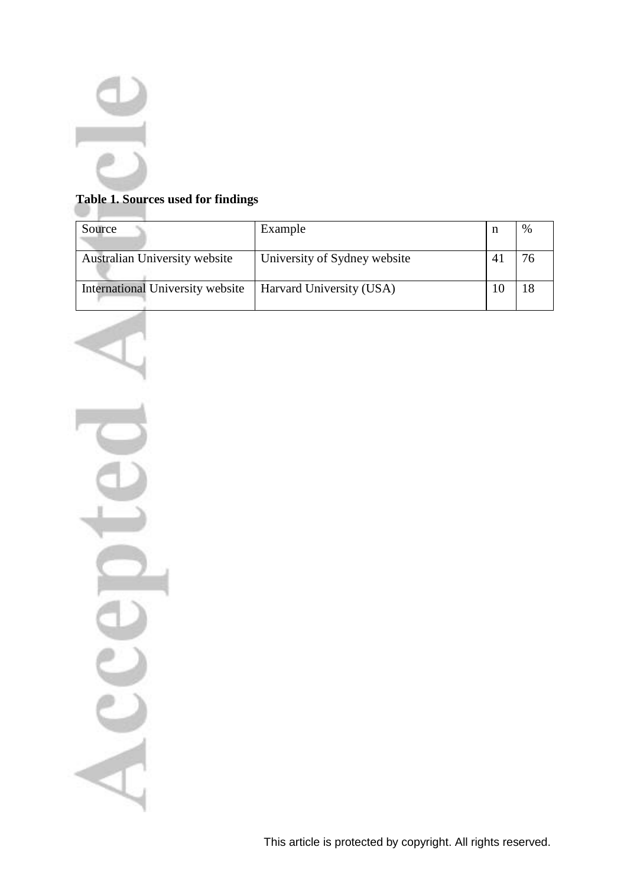**Table 1. Sources used for findings**

| Source | Example | n | % |
|---|---|---|---|
| Australian University website | University of Sydney website | 41 | 76 |
| International University website | Harvard University (USA) | 10 | 18 |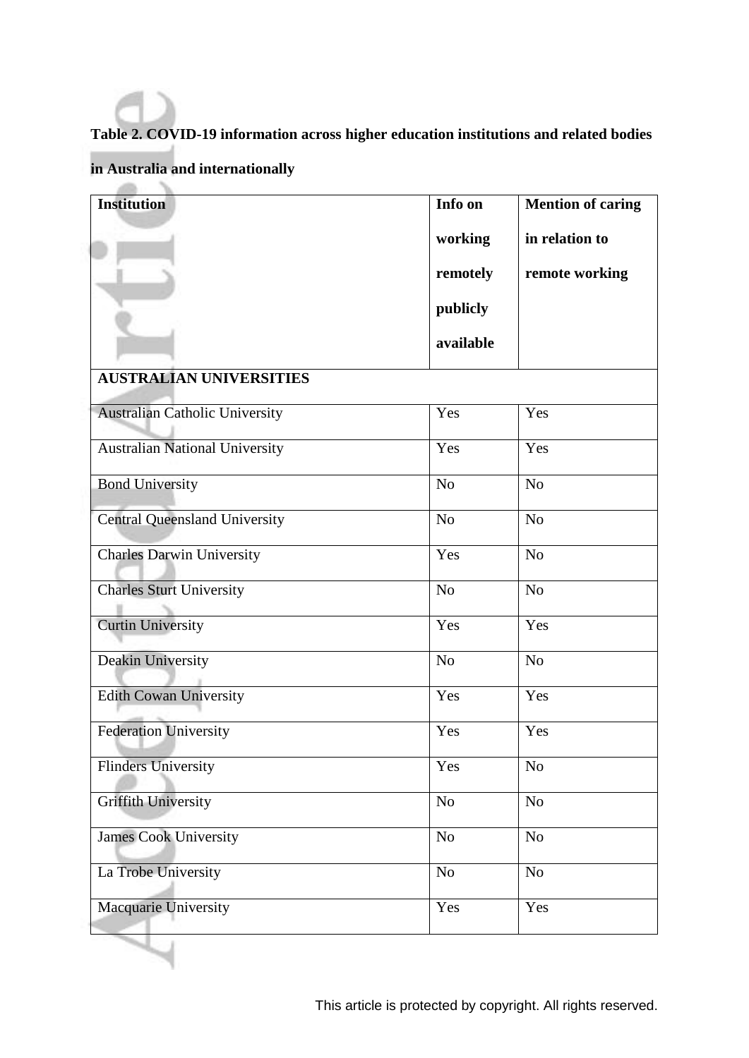**Table 2. COVID-19 information across higher education institutions and related bodies in Australia and internationally**

| Institution | Info on working remotely publicly available | Mention of caring in relation to remote working |
|---|---|---|
| **AUSTRALIAN UNIVERSITIES** | | |
| Australian Catholic University | Yes | Yes |
| Australian National University | Yes | Yes |
| Bond University | No | No |
| Central Queensland University | No | No |
| Charles Darwin University | Yes | No |
| Charles Sturt University | No | No |
| Curtin University | Yes | Yes |
| Deakin University | No | No |
| Edith Cowan University | Yes | Yes |
| Federation University | Yes | Yes |
| Flinders University | Yes | No |
| Griffith University | No | No |
| James Cook University | No | No |
| La Trobe University | No | No |
| Macquarie University | Yes | Yes |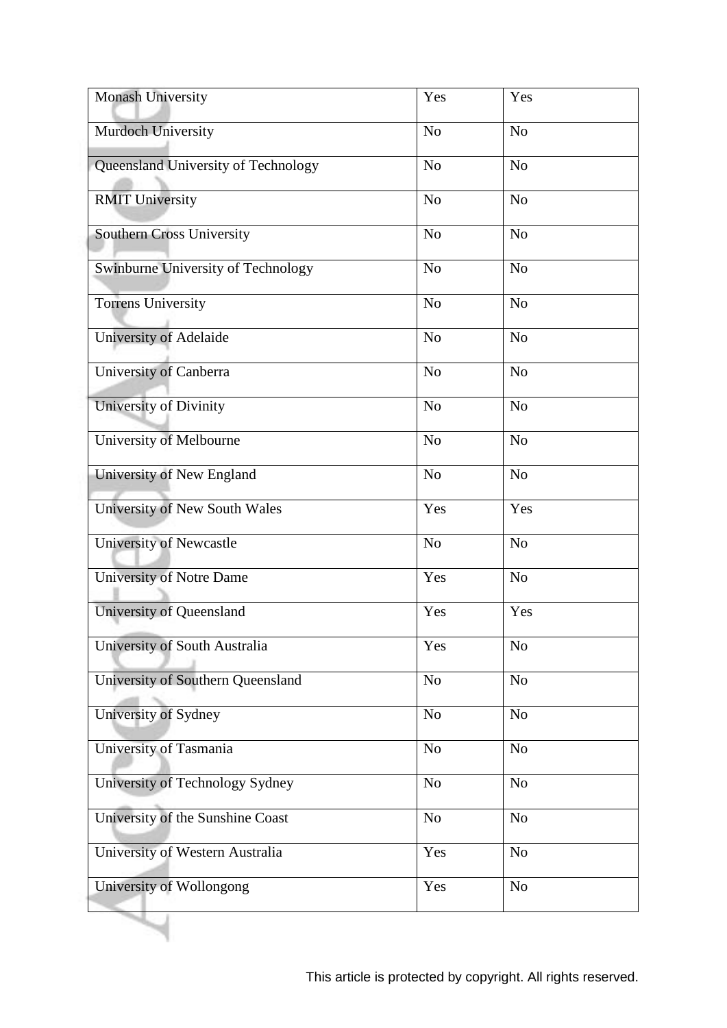| | | |
|---|---|---|
| Monash University | Yes | Yes |
| Murdoch University | No | No |
| Queensland University of Technology | No | No |
| RMIT University | No | No |
| Southern Cross University | No | No |
| Swinburne University of Technology | No | No |
| Torrens University | No | No |
| University of Adelaide | No | No |
| University of Canberra | No | No |
| University of Divinity | No | No |
| University of Melbourne | No | No |
| University of New England | No | No |
| University of New South Wales | Yes | Yes |
| University of Newcastle | No | No |
| University of Notre Dame | Yes | No |
| University of Queensland | Yes | Yes |
| University of South Australia | Yes | No |
| University of Southern Queensland | No | No |
| University of Sydney | No | No |
| University of Tasmania | No | No |
| University of Technology Sydney | No | No |
| University of the Sunshine Coast | No | No |
| University of Western Australia | Yes | No |
| University of Wollongong | Yes | No |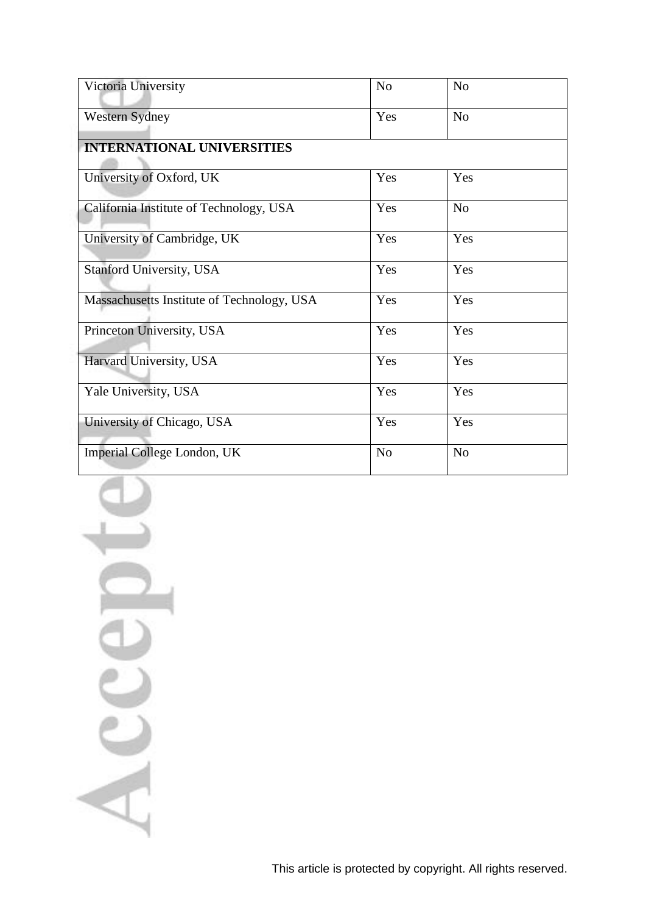| | | |
|---|---|---|
| Victoria University | No | No |
| Western Sydney | Yes | No |
| **INTERNATIONAL UNIVERSITIES** | | |
| University of Oxford, UK | Yes | Yes |
| California Institute of Technology, USA | Yes | No |
| University of Cambridge, UK | Yes | Yes |
| Stanford University, USA | Yes | Yes |
| Massachusetts Institute of Technology, USA | Yes | Yes |
| Princeton University, USA | Yes | Yes |
| Harvard University, USA | Yes | Yes |
| Yale University, USA | Yes | Yes |
| University of Chicago, USA | Yes | Yes |
| Imperial College London, UK | No | No |